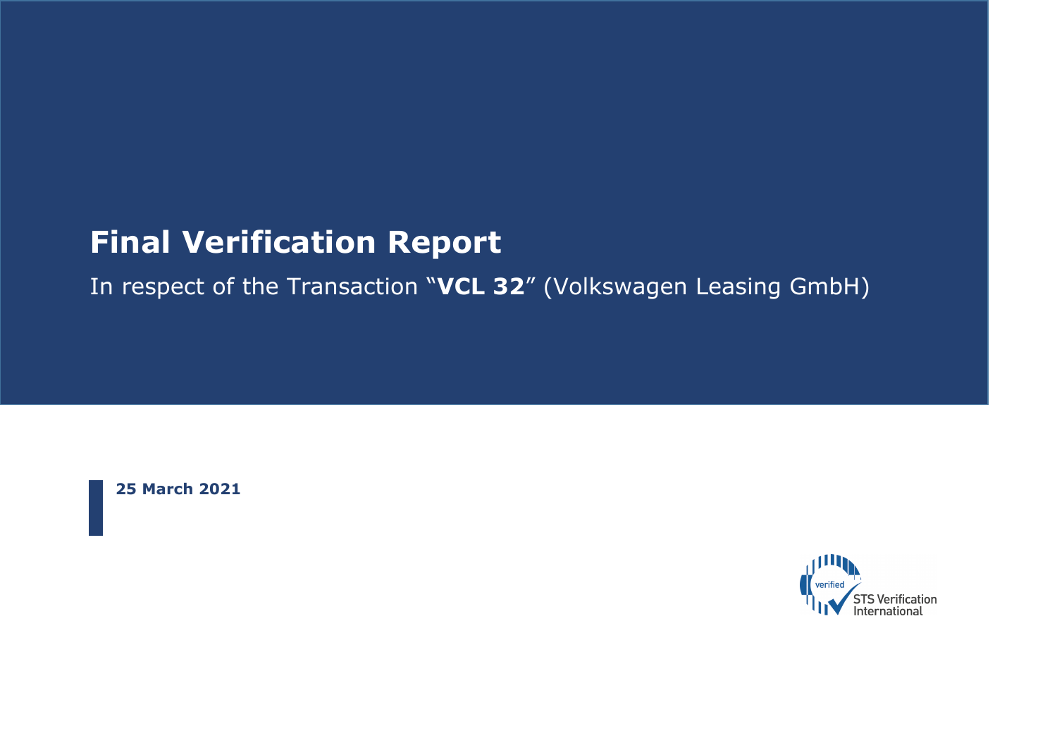# Final Verification Report

In respect of the Transaction "**VCL 32**" (Volkswagen Leasing GmbH)

**25 March 2021**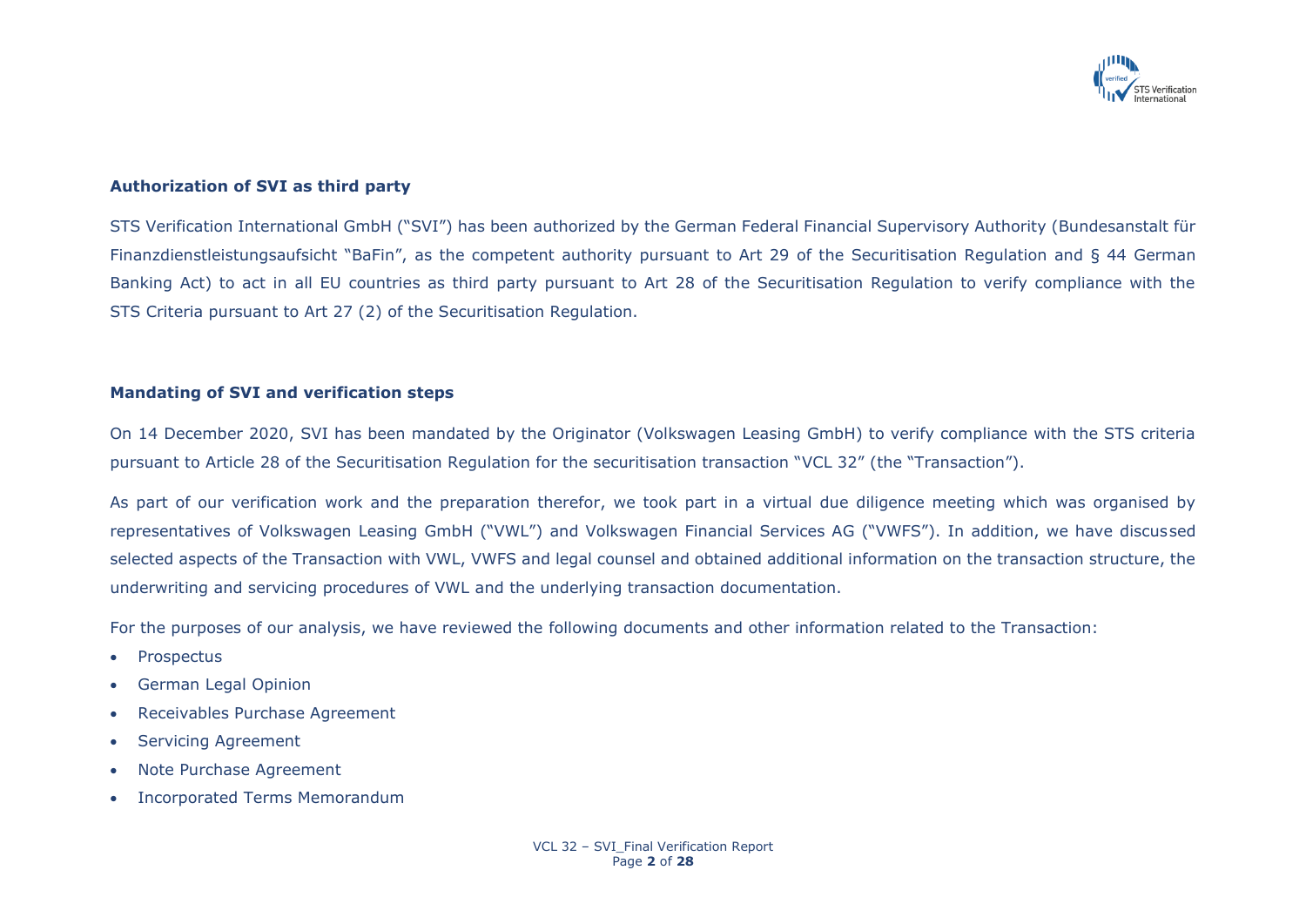### Authorization of SVI as third party

STS Verification International GmbH ("SVI") has been authorized by the German Federal Financial Supervisory Authority (Bundesanstalt für Finanzdienstleistungsaufsicht "BaFin", as the competent authority pursuant to Art 29 of the Securitisation Regulation and § 44 German Banking Act) to act in all EU countries as third party pursuant to Art 28 of the Securitisation Regulation to verify compliance with the STS Criteria pursuant to Art 27 (2) of the Securitisation Regulation.

### Mandating of SVI and verification steps

On 14 December 2020, SVI has been mandated by the Originator (Volkswagen Leasing GmbH) to verify compliance with the STS criteria pursuant to Article 28 of the Securitisation Regulation for the securitisation transaction "VCL 32" (the "Transaction").

As part of our verification work and the preparation therefor, we took part in a virtual due diligence meeting which was organised by representatives of Volkswagen Leasing GmbH ("VWL") and Volkswagen Financial Services AG ("VWFS"). In addition, we have discussed selected aspects of the Transaction with VWL, VWFS and legal counsel and obtained additional information on the transaction structure, the underwriting and servicing procedures of VWL and the underlying transaction documentation.

For the purposes of our analysis, we have reviewed the following documents and other information related to the Transaction:

- Prospectus
- German Legal Opinion
- Receivables Purchase Agreement
- Servicing Agreement
- Note Purchase Agreement
- Incorporated Terms Memorandum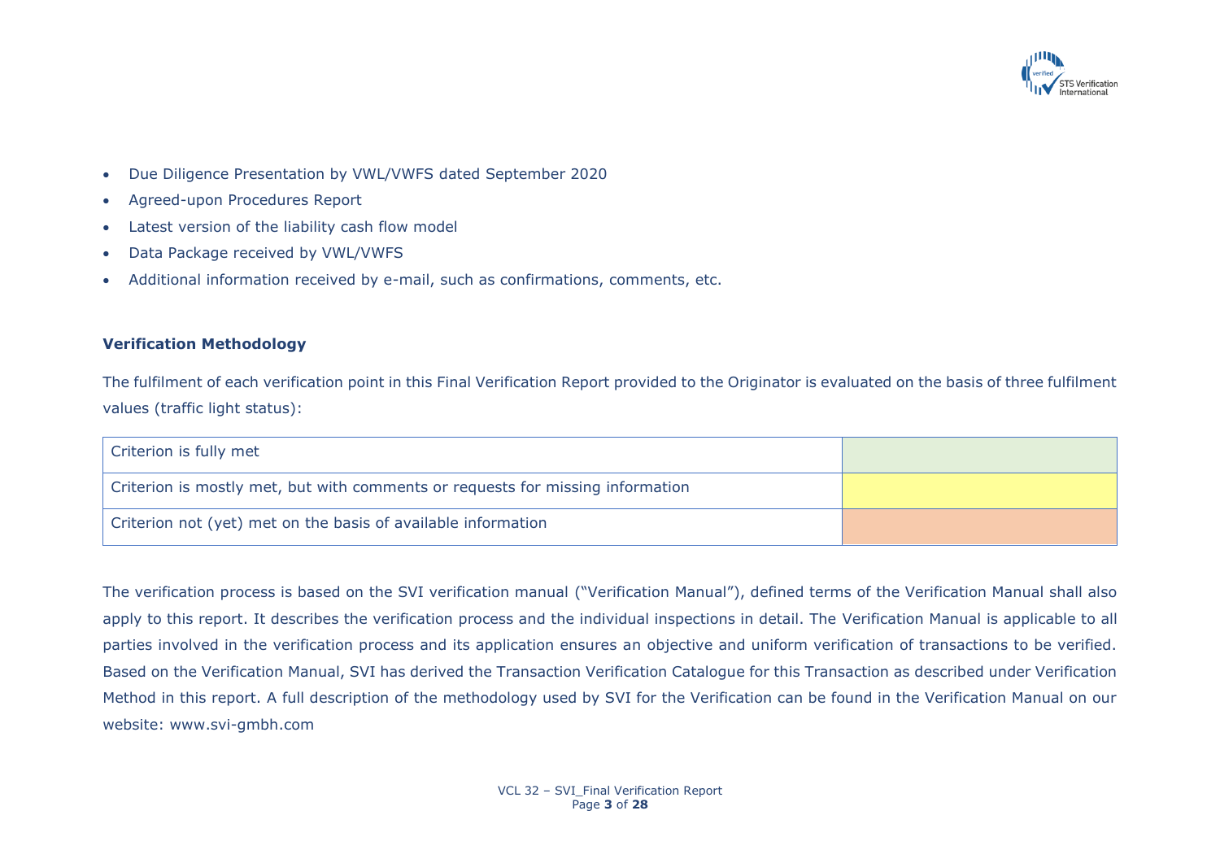- Due Diligence Presentation by VWL/VWFS dated September 2020
- Agreed-upon Procedures Report
- Latest version of the liability cash flow model
- Data Package received by VWL/VWFS
- Additional information received by e-mail, such as confirmations, comments, etc.

**Verification Methodology**

The fulfilment of each verification point in this Final Verification Report provided to the Originator is evaluated on the basis of three fulfilment values (traffic light status):

| | |
|---|---|
| Criterion is fully met | |
| Criterion is mostly met, but with comments or requests for missing information | |
| Criterion not (yet) met on the basis of available information | |

The verification process is based on the SVI verification manual ("Verification Manual"), defined terms of the Verification Manual shall also apply to this report. It describes the verification process and the individual inspections in detail. The Verification Manual is applicable to all parties involved in the verification process and its application ensures an objective and uniform verification of transactions to be verified. Based on the Verification Manual, SVI has derived the Transaction Verification Catalogue for this Transaction as described under Verification Method in this report. A full description of the methodology used by SVI for the Verification can be found in the Verification Manual on our website: www.svi-gmbh.com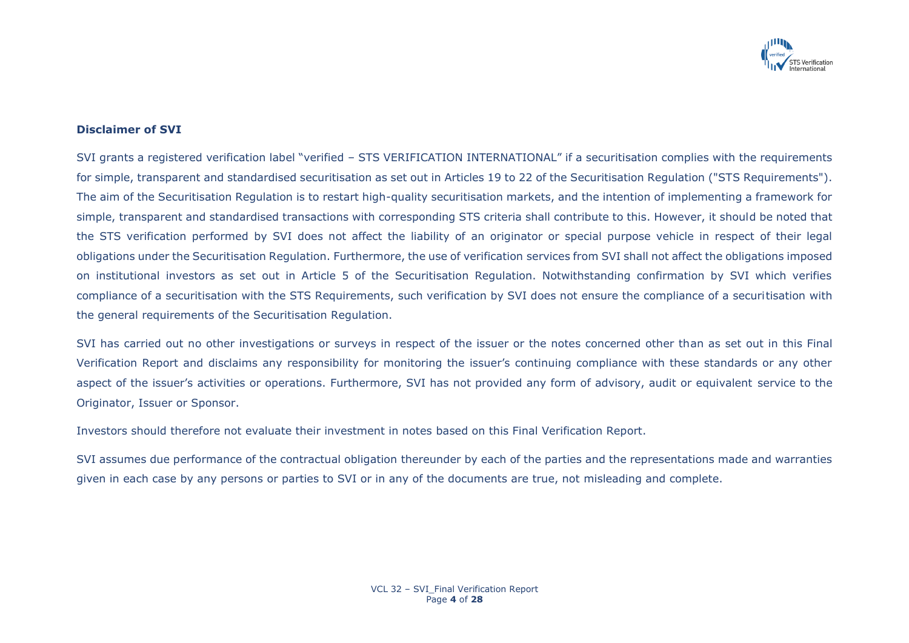## Disclaimer of SVI

SVI grants a registered verification label "verified – STS VERIFICATION INTERNATIONAL" if a securitisation complies with the requirements for simple, transparent and standardised securitisation as set out in Articles 19 to 22 of the Securitisation Regulation ("STS Requirements"). The aim of the Securitisation Regulation is to restart high-quality securitisation markets, and the intention of implementing a framework for simple, transparent and standardised transactions with corresponding STS criteria shall contribute to this. However, it should be noted that the STS verification performed by SVI does not affect the liability of an originator or special purpose vehicle in respect of their legal obligations under the Securitisation Regulation. Furthermore, the use of verification services from SVI shall not affect the obligations imposed on institutional investors as set out in Article 5 of the Securitisation Regulation. Notwithstanding confirmation by SVI which verifies compliance of a securitisation with the STS Requirements, such verification by SVI does not ensure the compliance of a securitisation with the general requirements of the Securitisation Regulation.

SVI has carried out no other investigations or surveys in respect of the issuer or the notes concerned other than as set out in this Final Verification Report and disclaims any responsibility for monitoring the issuer's continuing compliance with these standards or any other aspect of the issuer's activities or operations. Furthermore, SVI has not provided any form of advisory, audit or equivalent service to the Originator, Issuer or Sponsor.

Investors should therefore not evaluate their investment in notes based on this Final Verification Report.

SVI assumes due performance of the contractual obligation thereunder by each of the parties and the representations made and warranties given in each case by any persons or parties to SVI or in any of the documents are true, not misleading and complete.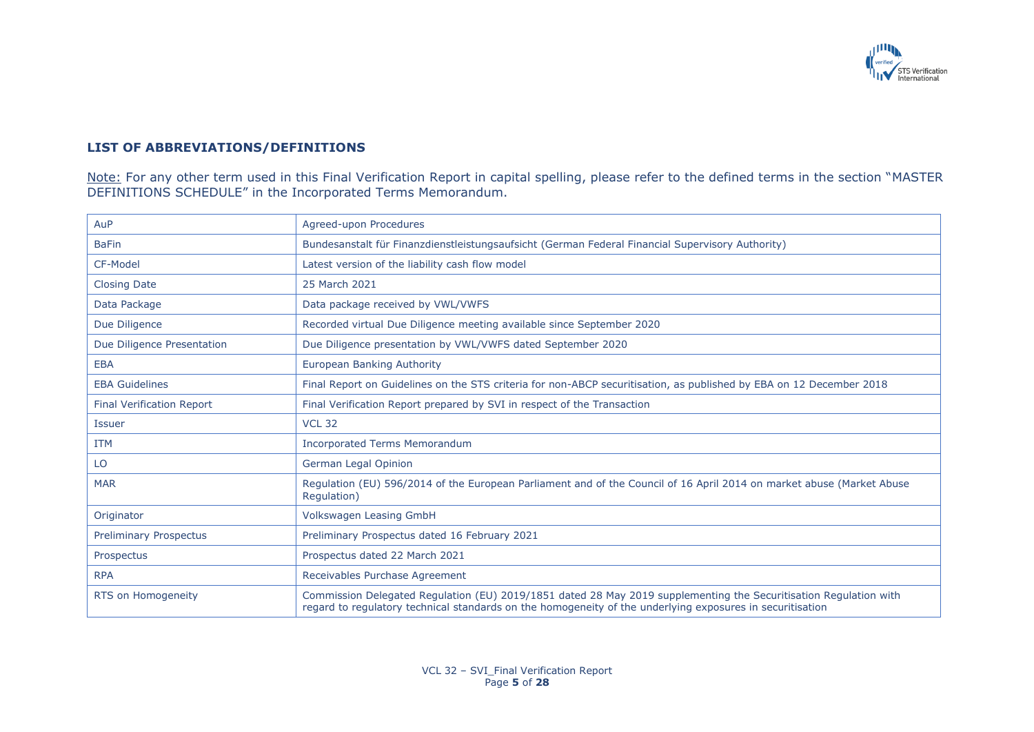## LIST OF ABBREVIATIONS/DEFINITIONS

Note: For any other term used in this Final Verification Report in capital spelling, please refer to the defined terms in the section "MASTER DEFINITIONS SCHEDULE" in the Incorporated Terms Memorandum.

| | |
|---|---|
| AuP | Agreed-upon Procedures |
| BaFin | Bundesanstalt für Finanzdienstleistungsaufsicht (German Federal Financial Supervisory Authority) |
| CF-Model | Latest version of the liability cash flow model |
| Closing Date | 25 March 2021 |
| Data Package | Data package received by VWL/VWFS |
| Due Diligence | Recorded virtual Due Diligence meeting available since September 2020 |
| Due Diligence Presentation | Due Diligence presentation by VWL/VWFS dated September 2020 |
| EBA | European Banking Authority |
| EBA Guidelines | Final Report on Guidelines on the STS criteria for non-ABCP securitisation, as published by EBA on 12 December 2018 |
| Final Verification Report | Final Verification Report prepared by SVI in respect of the Transaction |
| Issuer | VCL 32 |
| ITM | Incorporated Terms Memorandum |
| LO | German Legal Opinion |
| MAR | Regulation (EU) 596/2014 of the European Parliament and of the Council of 16 April 2014 on market abuse (Market Abuse Regulation) |
| Originator | Volkswagen Leasing GmbH |
| Preliminary Prospectus | Preliminary Prospectus dated 16 February 2021 |
| Prospectus | Prospectus dated 22 March 2021 |
| RPA | Receivables Purchase Agreement |
| RTS on Homogeneity | Commission Delegated Regulation (EU) 2019/1851 dated 28 May 2019 supplementing the Securitisation Regulation with regard to regulatory technical standards on the homogeneity of the underlying exposures in securitisation |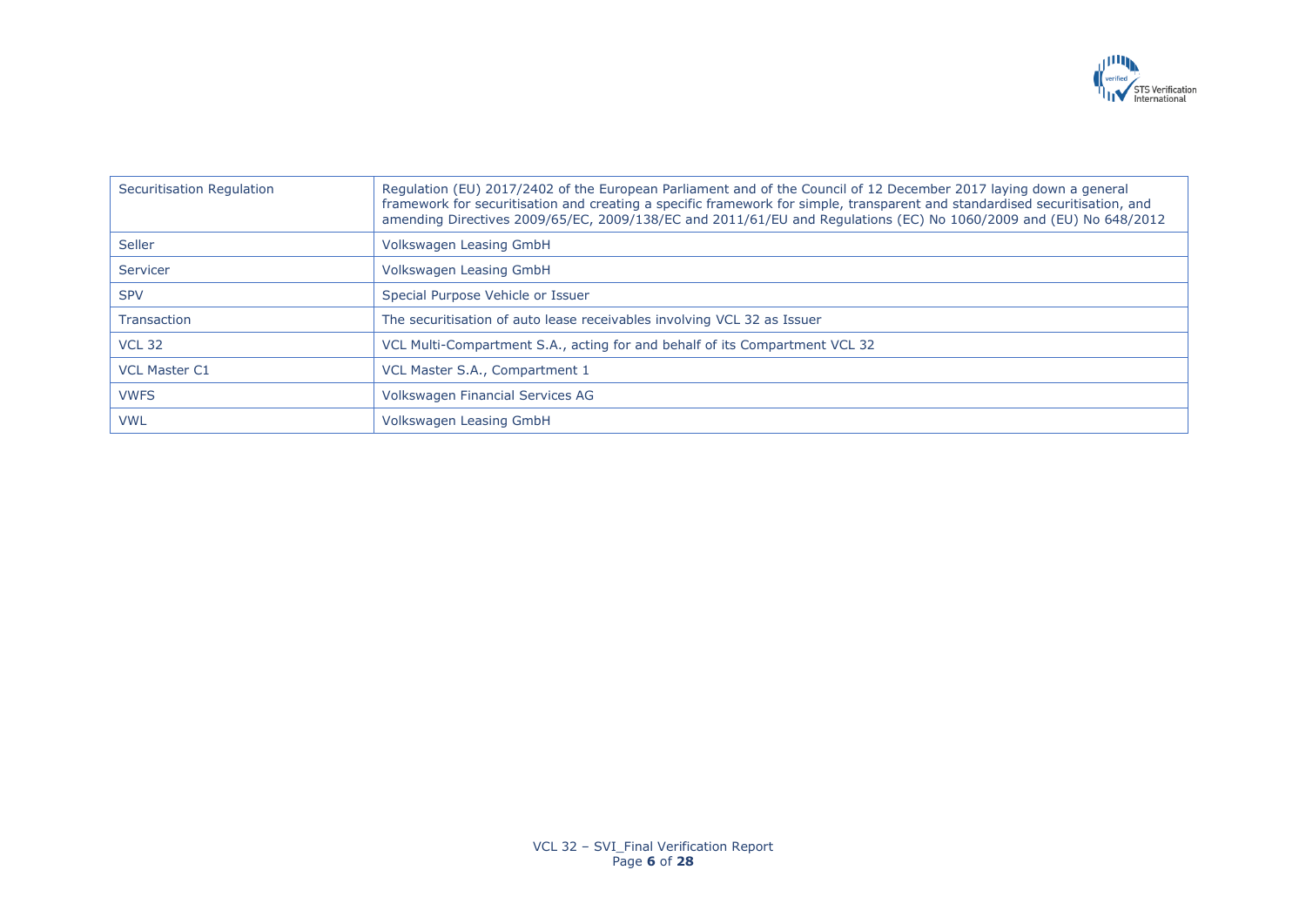| | |
|---|---|
| Securitisation Regulation | Regulation (EU) 2017/2402 of the European Parliament and of the Council of 12 December 2017 laying down a general framework for securitisation and creating a specific framework for simple, transparent and standardised securitisation, and amending Directives 2009/65/EC, 2009/138/EC and 2011/61/EU and Regulations (EC) No 1060/2009 and (EU) No 648/2012 |
| Seller | Volkswagen Leasing GmbH |
| Servicer | Volkswagen Leasing GmbH |
| SPV | Special Purpose Vehicle or Issuer |
| Transaction | The securitisation of auto lease receivables involving VCL 32 as Issuer |
| VCL 32 | VCL Multi-Compartment S.A., acting for and behalf of its Compartment VCL 32 |
| VCL Master C1 | VCL Master S.A., Compartment 1 |
| VWFS | Volkswagen Financial Services AG |
| VWL | Volkswagen Leasing GmbH |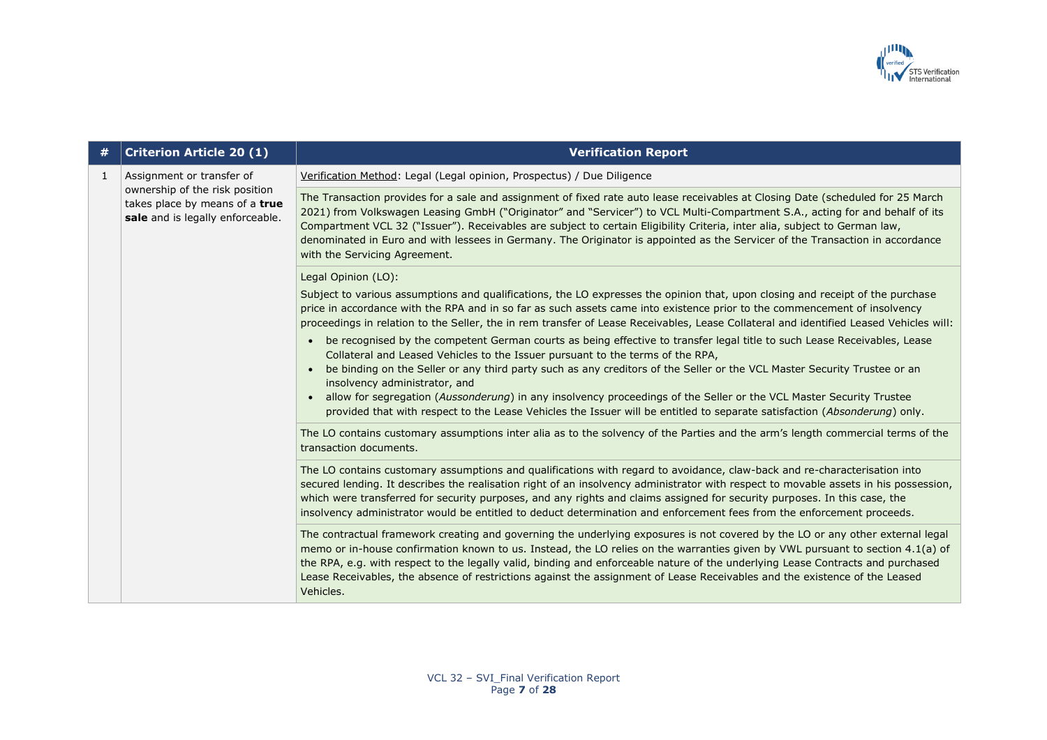| # | Criterion Article 20 (1) | Verification Report |
|---|---|---|
| 1 | Assignment or transfer of ownership of the risk position takes place by means of a **true sale** and is legally enforceable. | Verification Method: Legal (Legal opinion, Prospectus) / Due Diligence |
| | | The Transaction provides for a sale and assignment of fixed rate auto lease receivables at Closing Date (scheduled for 25 March 2021) from Volkswagen Leasing GmbH ("Originator" and "Servicer") to VCL Multi-Compartment S.A., acting for and behalf of its Compartment VCL 32 ("Issuer"). Receivables are subject to certain Eligibility Criteria, inter alia, subject to German law, denominated in Euro and with lessees in Germany. The Originator is appointed as the Servicer of the Transaction in accordance with the Servicing Agreement. |
| | | Legal Opinion (LO):<br><br>Subject to various assumptions and qualifications, the LO expresses the opinion that, upon closing and receipt of the purchase price in accordance with the RPA and in so far as such assets came into existence prior to the commencement of insolvency proceedings in relation to the Seller, the in rem transfer of Lease Receivables, Lease Collateral and identified Leased Vehicles will:<br><br>• be recognised by the competent German courts as being effective to transfer legal title to such Lease Receivables, Lease Collateral and Leased Vehicles to the Issuer pursuant to the terms of the RPA,<br>• be binding on the Seller or any third party such as any creditors of the Seller or the VCL Master Security Trustee or an insolvency administrator, and<br>• allow for segregation (*Aussonderung*) in any insolvency proceedings of the Seller or the VCL Master Security Trustee provided that with respect to the Lease Vehicles the Issuer will be entitled to separate satisfaction (*Absonderung*) only. |
| | | The LO contains customary assumptions inter alia as to the solvency of the Parties and the arm's length commercial terms of the transaction documents. |
| | | The LO contains customary assumptions and qualifications with regard to avoidance, claw-back and re-characterisation into secured lending. It describes the realisation right of an insolvency administrator with respect to movable assets in his possession, which were transferred for security purposes, and any rights and claims assigned for security purposes. In this case, the insolvency administrator would be entitled to deduct determination and enforcement fees from the enforcement proceeds. |
| | | The contractual framework creating and governing the underlying exposures is not covered by the LO or any other external legal memo or in-house confirmation known to us. Instead, the LO relies on the warranties given by VWL pursuant to section 4.1(a) of the RPA, e.g. with respect to the legally valid, binding and enforceable nature of the underlying Lease Contracts and purchased Lease Receivables, the absence of restrictions against the assignment of Lease Receivables and the existence of the Leased Vehicles. |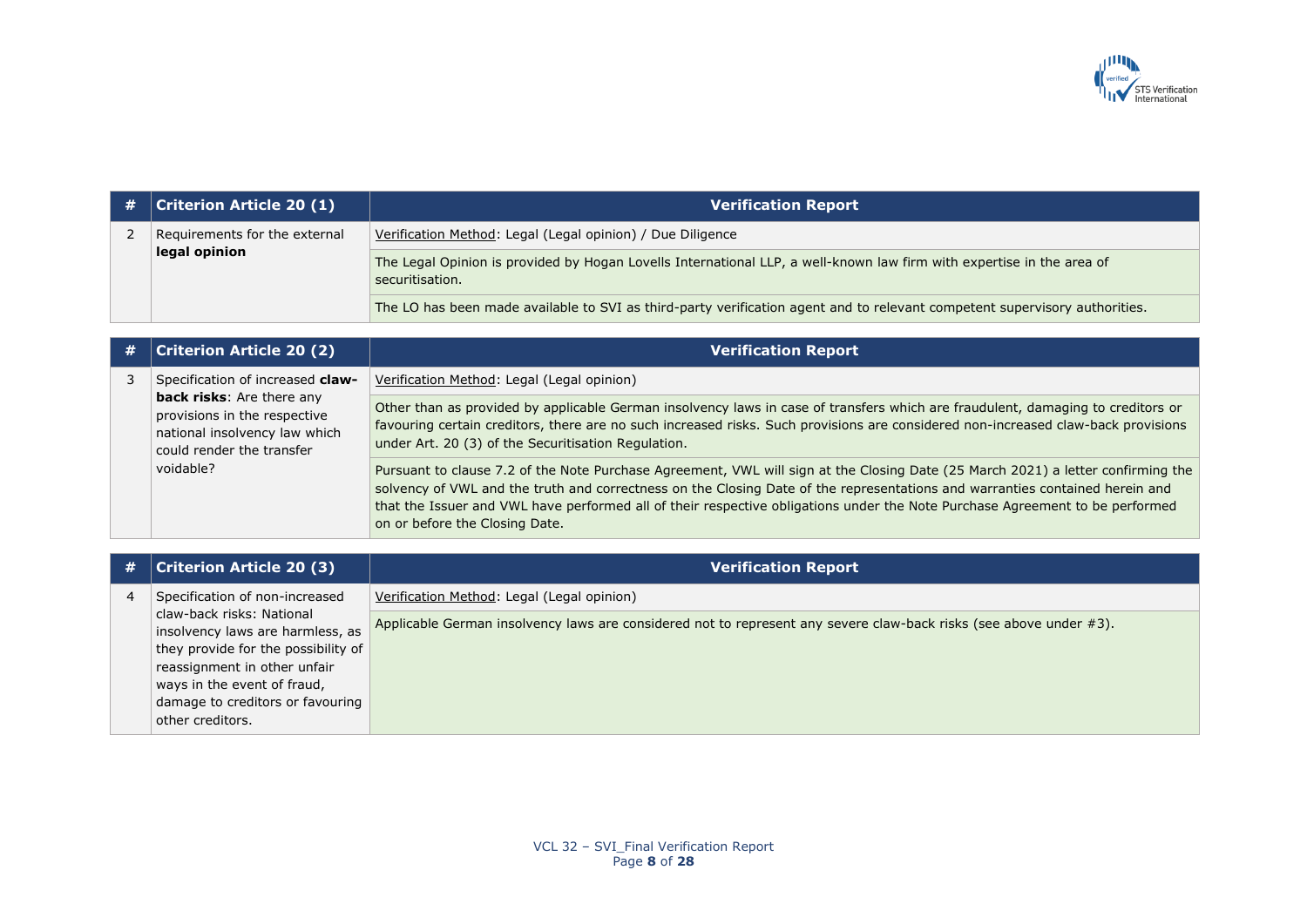| # | Criterion Article 20 (1) | Verification Report |
|---|---|---|
| 2 | Requirements for the external **legal opinion** | Verification Method: Legal (Legal opinion) / Due Diligence |
| | | The Legal Opinion is provided by Hogan Lovells International LLP, a well-known law firm with expertise in the area of securitisation. |
| | | The LO has been made available to SVI as third-party verification agent and to relevant competent supervisory authorities. |

| # | Criterion Article 20 (2) | Verification Report |
|---|---|---|
| 3 | Specification of increased **claw-back risks**: Are there any provisions in the respective national insolvency law which could render the transfer voidable? | Verification Method: Legal (Legal opinion) |
| | | Other than as provided by applicable German insolvency laws in case of transfers which are fraudulent, damaging to creditors or favouring certain creditors, there are no such increased risks. Such provisions are considered non-increased claw-back provisions under Art. 20 (3) of the Securitisation Regulation. |
| | | Pursuant to clause 7.2 of the Note Purchase Agreement, VWL will sign at the Closing Date (25 March 2021) a letter confirming the solvency of VWL and the truth and correctness on the Closing Date of the representations and warranties contained herein and that the Issuer and VWL have performed all of their respective obligations under the Note Purchase Agreement to be performed on or before the Closing Date. |

| # | Criterion Article 20 (3) | Verification Report |
|---|---|---|
| 4 | Specification of non-increased claw-back risks: National insolvency laws are harmless, as they provide for the possibility of reassignment in other unfair ways in the event of fraud, damage to creditors or favouring other creditors. | Verification Method: Legal (Legal opinion) |
| | | Applicable German insolvency laws are considered not to represent any severe claw-back risks (see above under #3). |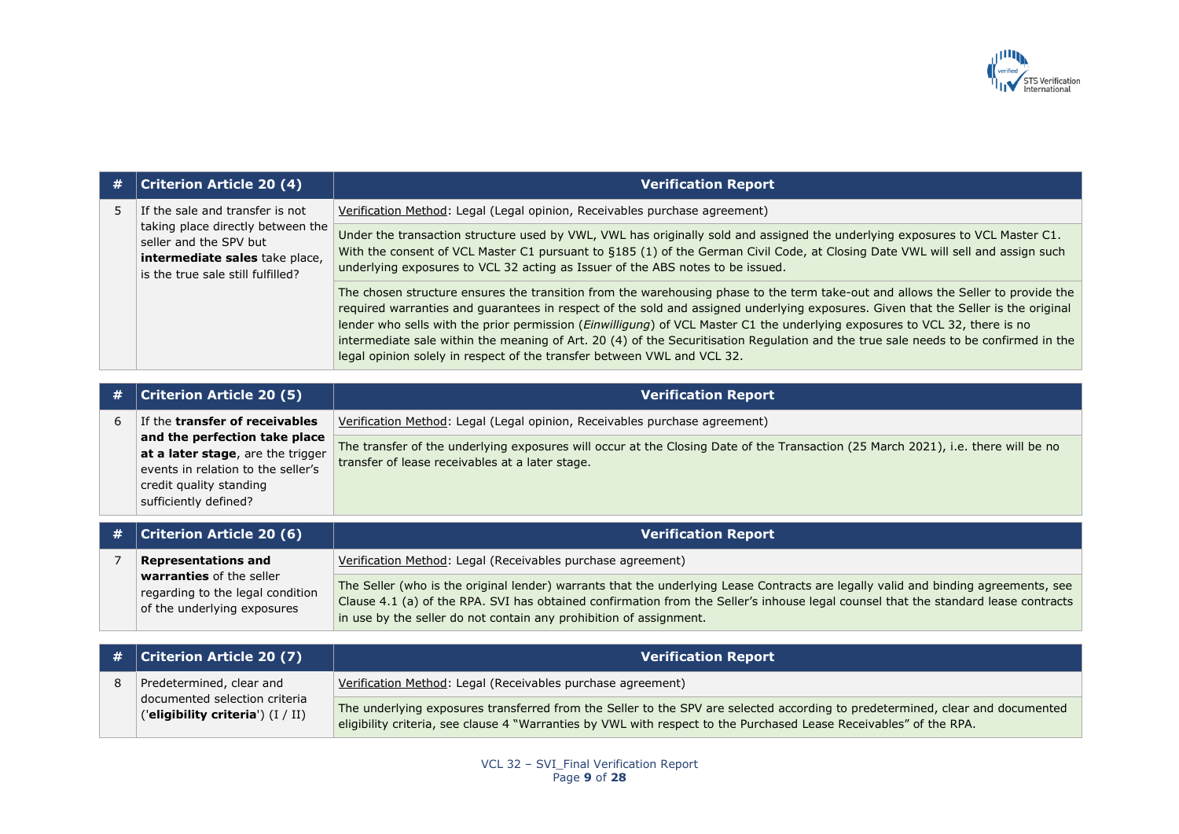| # | Criterion Article 20 (4) | Verification Report |
|---|---|---|
| 5 | If the sale and transfer is not taking place directly between the seller and the SPV but **intermediate sales** take place, is the true sale still fulfilled? | <u>Verification Method</u>: Legal (Legal opinion, Receivables purchase agreement) |
| | | Under the transaction structure used by VWL, VWL has originally sold and assigned the underlying exposures to VCL Master C1. With the consent of VCL Master C1 pursuant to §185 (1) of the German Civil Code, at Closing Date VWL will sell and assign such underlying exposures to VCL 32 acting as Issuer of the ABS notes to be issued. |
| | | The chosen structure ensures the transition from the warehousing phase to the term take-out and allows the Seller to provide the required warranties and guarantees in respect of the sold and assigned underlying exposures. Given that the Seller is the original lender who sells with the prior permission (*Einwilligung*) of VCL Master C1 the underlying exposures to VCL 32, there is no intermediate sale within the meaning of Art. 20 (4) of the Securitisation Regulation and the true sale needs to be confirmed in the legal opinion solely in respect of the transfer between VWL and VCL 32. |

| # | Criterion Article 20 (5) | Verification Report |
|---|---|---|
| 6 | If the **transfer of receivables and the perfection take place at a later stage**, are the trigger events in relation to the seller's credit quality standing sufficiently defined? | <u>Verification Method</u>: Legal (Legal opinion, Receivables purchase agreement) |
| | | The transfer of the underlying exposures will occur at the Closing Date of the Transaction (25 March 2021), i.e. there will be no transfer of lease receivables at a later stage. |

| # | Criterion Article 20 (6) | Verification Report |
|---|---|---|
| 7 | **Representations and warranties** of the seller regarding to the legal condition of the underlying exposures | <u>Verification Method</u>: Legal (Receivables purchase agreement) |
| | | The Seller (who is the original lender) warrants that the underlying Lease Contracts are legally valid and binding agreements, see Clause 4.1 (a) of the RPA. SVI has obtained confirmation from the Seller's inhouse legal counsel that the standard lease contracts in use by the seller do not contain any prohibition of assignment. |

| # | Criterion Article 20 (7) | Verification Report |
|---|---|---|
| 8 | Predetermined, clear and documented selection criteria ('**eligibility criteria**') (I / II) | <u>Verification Method</u>: Legal (Receivables purchase agreement) |
| | | The underlying exposures transferred from the Seller to the SPV are selected according to predetermined, clear and documented eligibility criteria, see clause 4 "Warranties by VWL with respect to the Purchased Lease Receivables" of the RPA. |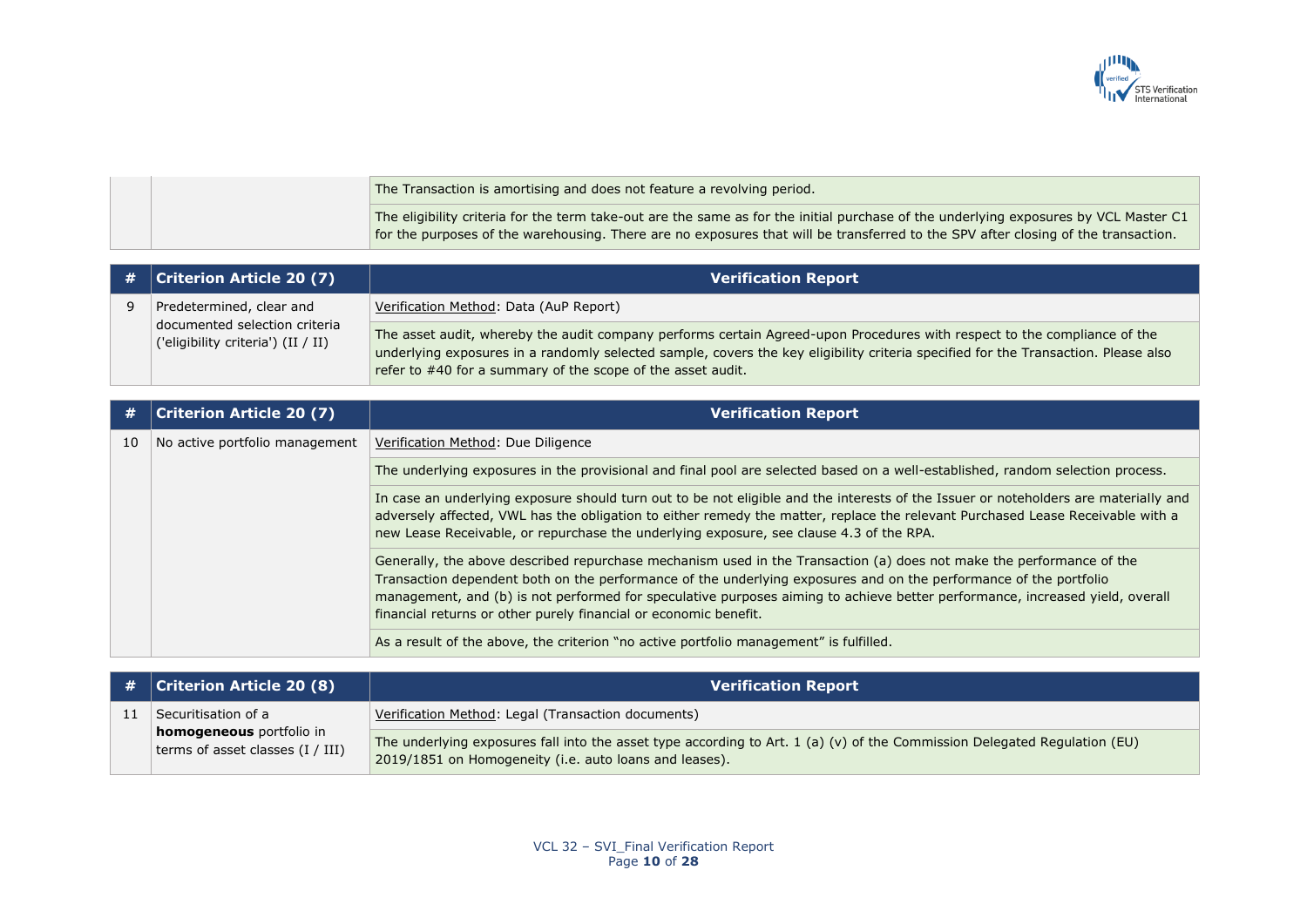| | | |
|---|---|---|
| | | The Transaction is amortising and does not feature a revolving period. |
| | | The eligibility criteria for the term take-out are the same as for the initial purchase of the underlying exposures by VCL Master C1 for the purposes of the warehousing. There are no exposures that will be transferred to the SPV after closing of the transaction. |

| # | Criterion Article 20 (7) | Verification Report |
|---|---|---|
| 9 | Predetermined, clear and documented selection criteria ('eligibility criteria') (II / II) | Verification Method: Data (AuP Report) |
| | | The asset audit, whereby the audit company performs certain Agreed-upon Procedures with respect to the compliance of the underlying exposures in a randomly selected sample, covers the key eligibility criteria specified for the Transaction. Please also refer to #40 for a summary of the scope of the asset audit. |

| # | Criterion Article 20 (7) | Verification Report |
|---|---|---|
| 10 | No active portfolio management | Verification Method: Due Diligence |
| | | The underlying exposures in the provisional and final pool are selected based on a well-established, random selection process. |
| | | In case an underlying exposure should turn out to be not eligible and the interests of the Issuer or noteholders are materially and adversely affected, VWL has the obligation to either remedy the matter, replace the relevant Purchased Lease Receivable with a new Lease Receivable, or repurchase the underlying exposure, see clause 4.3 of the RPA. |
| | | Generally, the above described repurchase mechanism used in the Transaction (a) does not make the performance of the Transaction dependent both on the performance of the underlying exposures and on the performance of the portfolio management, and (b) is not performed for speculative purposes aiming to achieve better performance, increased yield, overall financial returns or other purely financial or economic benefit. |
| | | As a result of the above, the criterion "no active portfolio management" is fulfilled. |

| # | Criterion Article 20 (8) | Verification Report |
|---|---|---|
| 11 | Securitisation of a **homogeneous** portfolio in terms of asset classes (I / III) | Verification Method: Legal (Transaction documents) |
| | | The underlying exposures fall into the asset type according to Art. 1 (a) (v) of the Commission Delegated Regulation (EU) 2019/1851 on Homogeneity (i.e. auto loans and leases). |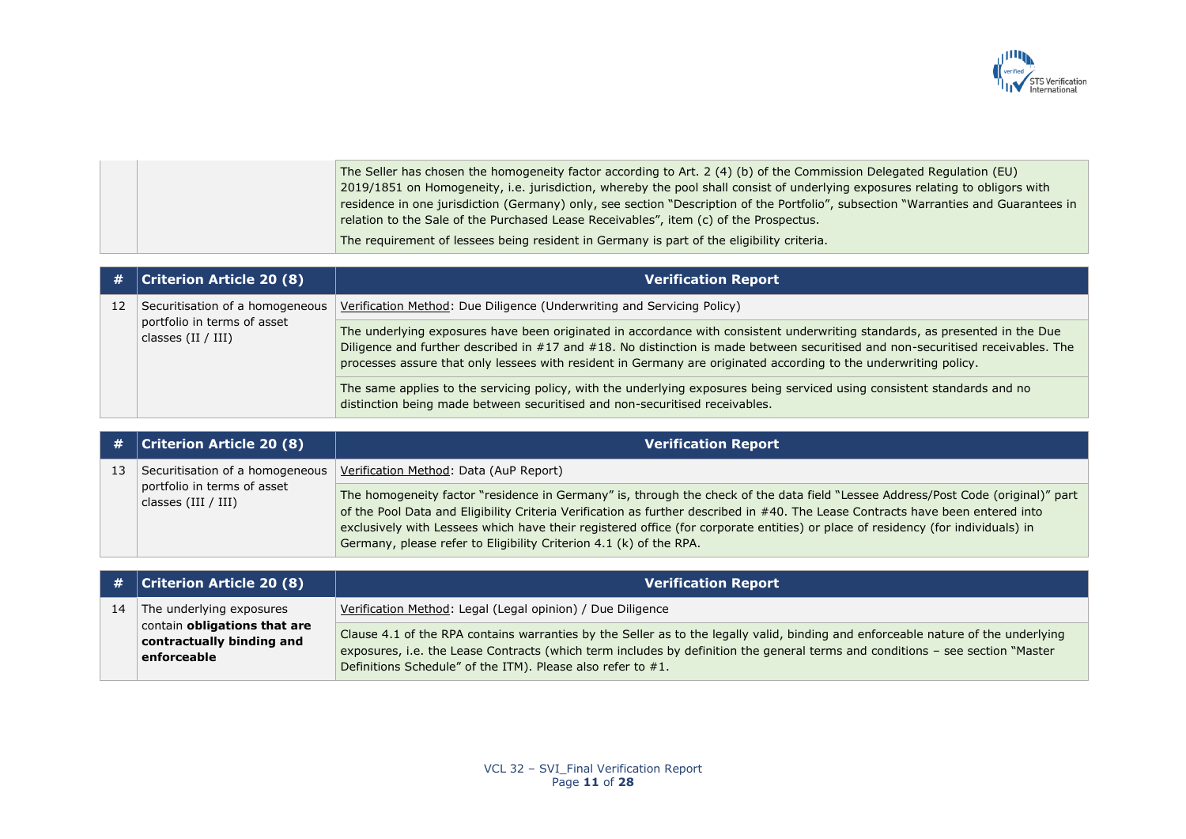| | | |
|---|---|---|
| | | The Seller has chosen the homogeneity factor according to Art. 2 (4) (b) of the Commission Delegated Regulation (EU) 2019/1851 on Homogeneity, i.e. jurisdiction, whereby the pool shall consist of underlying exposures relating to obligors with residence in one jurisdiction (Germany) only, see section "Description of the Portfolio", subsection "Warranties and Guarantees in relation to the Sale of the Purchased Lease Receivables", item (c) of the Prospectus.<br><br>The requirement of lessees being resident in Germany is part of the eligibility criteria. |

| # | Criterion Article 20 (8) | Verification Report |
|---|---|---|
| 12 | Securitisation of a homogeneous portfolio in terms of asset classes (II / III) | Verification Method: Due Diligence (Underwriting and Servicing Policy) |
| | | The underlying exposures have been originated in accordance with consistent underwriting standards, as presented in the Due Diligence and further described in #17 and #18. No distinction is made between securitised and non-securitised receivables. The processes assure that only lessees with resident in Germany are originated according to the underwriting policy. |
| | | The same applies to the servicing policy, with the underlying exposures being serviced using consistent standards and no distinction being made between securitised and non-securitised receivables. |

| # | Criterion Article 20 (8) | Verification Report |
|---|---|---|
| 13 | Securitisation of a homogeneous portfolio in terms of asset classes (III / III) | Verification Method: Data (AuP Report) |
| | | The homogeneity factor "residence in Germany" is, through the check of the data field "Lessee Address/Post Code (original)" part of the Pool Data and Eligibility Criteria Verification as further described in #40. The Lease Contracts have been entered into exclusively with Lessees which have their registered office (for corporate entities) or place of residency (for individuals) in Germany, please refer to Eligibility Criterion 4.1 (k) of the RPA. |

| # | Criterion Article 20 (8) | Verification Report |
|---|---|---|
| 14 | The underlying exposures contain **obligations that are contractually binding and enforceable** | Verification Method: Legal (Legal opinion) / Due Diligence |
| | | Clause 4.1 of the RPA contains warranties by the Seller as to the legally valid, binding and enforceable nature of the underlying exposures, i.e. the Lease Contracts (which term includes by definition the general terms and conditions – see section "Master Definitions Schedule" of the ITM). Please also refer to #1. |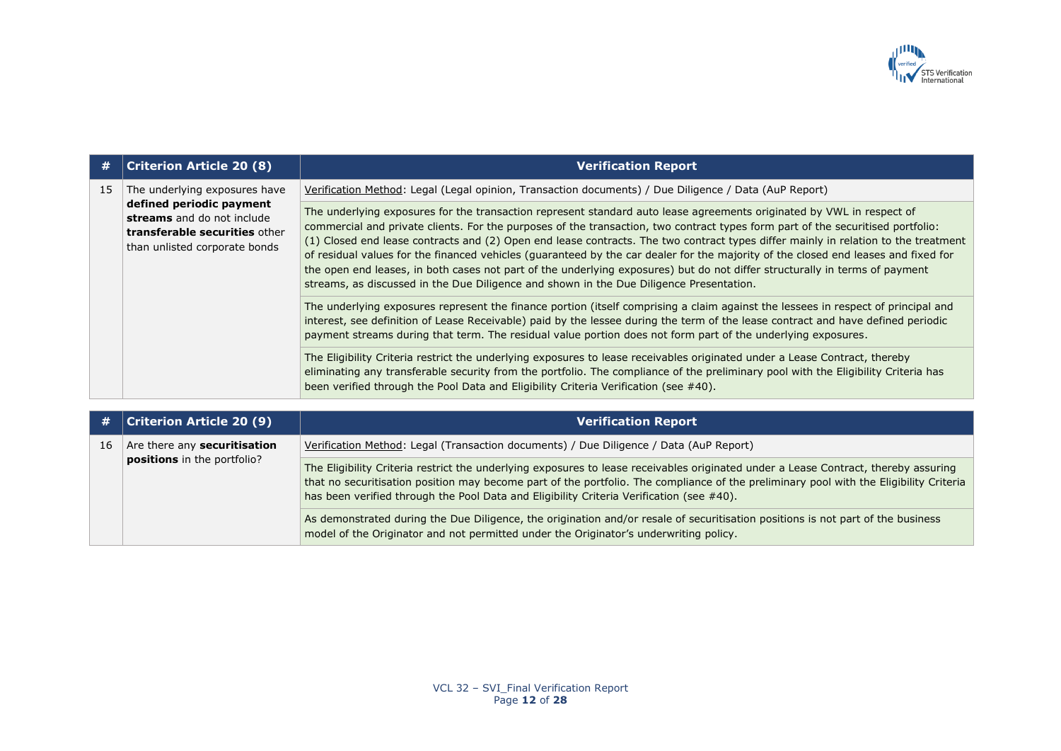| # | Criterion Article 20 (8) | Verification Report |
|---|---|---|
| 15 | The underlying exposures have **defined periodic payment streams** and do not include **transferable securities** other than unlisted corporate bonds | Verification Method: Legal (Legal opinion, Transaction documents) / Due Diligence / Data (AuP Report) |
| | | The underlying exposures for the transaction represent standard auto lease agreements originated by VWL in respect of commercial and private clients. For the purposes of the transaction, two contract types form part of the securitised portfolio: (1) Closed end lease contracts and (2) Open end lease contracts. The two contract types differ mainly in relation to the treatment of residual values for the financed vehicles (guaranteed by the car dealer for the majority of the closed end leases and fixed for the open end leases, in both cases not part of the underlying exposures) but do not differ structurally in terms of payment streams, as discussed in the Due Diligence and shown in the Due Diligence Presentation. |
| | | The underlying exposures represent the finance portion (itself comprising a claim against the lessees in respect of principal and interest, see definition of Lease Receivable) paid by the lessee during the term of the lease contract and have defined periodic payment streams during that term. The residual value portion does not form part of the underlying exposures. |
| | | The Eligibility Criteria restrict the underlying exposures to lease receivables originated under a Lease Contract, thereby eliminating any transferable security from the portfolio. The compliance of the preliminary pool with the Eligibility Criteria has been verified through the Pool Data and Eligibility Criteria Verification (see #40). |

| # | Criterion Article 20 (9) | Verification Report |
|---|---|---|
| 16 | Are there any **securitisation positions** in the portfolio? | Verification Method: Legal (Transaction documents) / Due Diligence / Data (AuP Report) |
| | | The Eligibility Criteria restrict the underlying exposures to lease receivables originated under a Lease Contract, thereby assuring that no securitisation position may become part of the portfolio. The compliance of the preliminary pool with the Eligibility Criteria has been verified through the Pool Data and Eligibility Criteria Verification (see #40). |
| | | As demonstrated during the Due Diligence, the origination and/or resale of securitisation positions is not part of the business model of the Originator and not permitted under the Originator's underwriting policy. |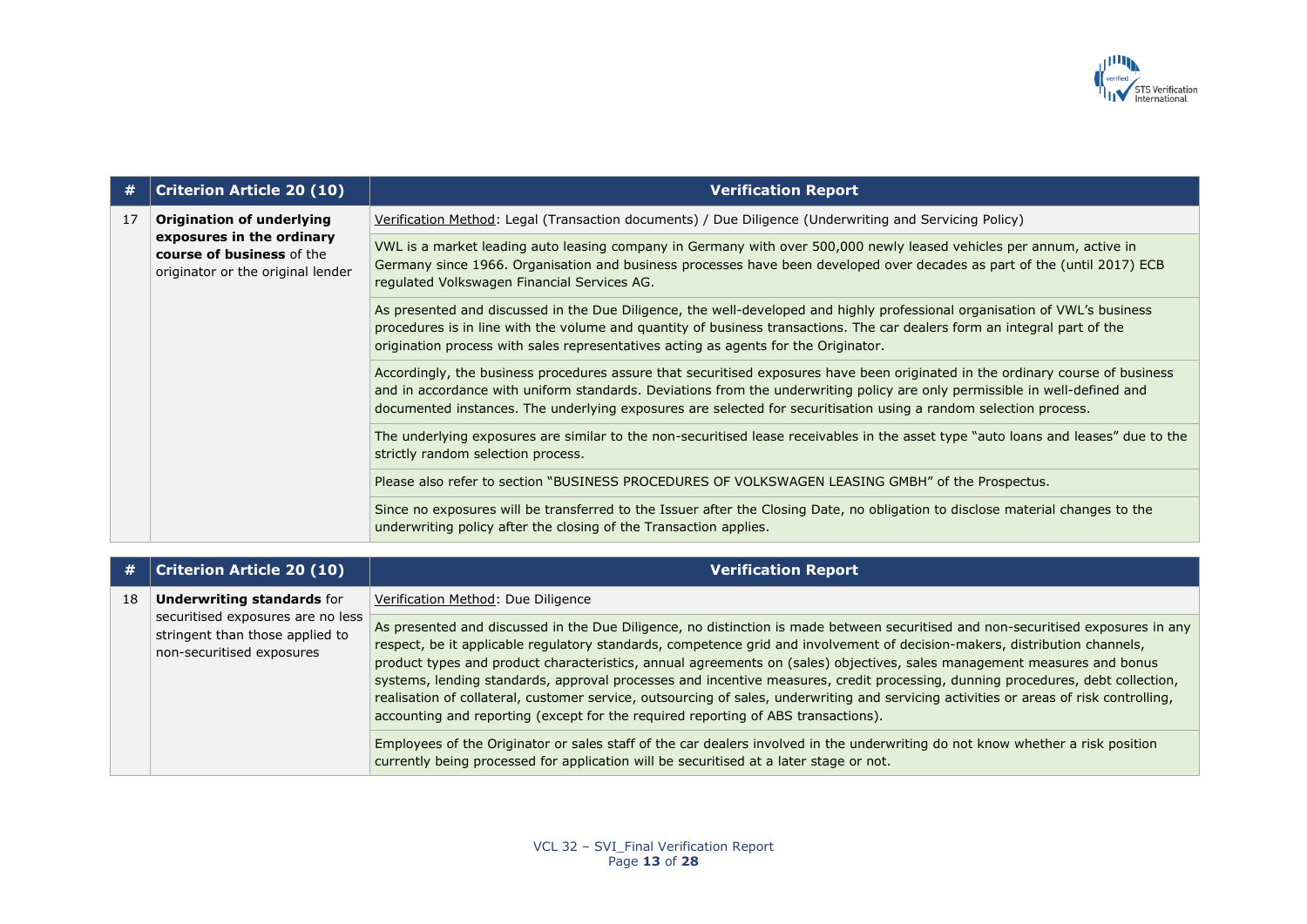| # | Criterion Article 20 (10) | Verification Report |
|---|---|---|
| 17 | **Origination of underlying exposures in the ordinary course of business** of the originator or the original lender | Verification Method: Legal (Transaction documents) / Due Diligence (Underwriting and Servicing Policy) |
| | | VWL is a market leading auto leasing company in Germany with over 500,000 newly leased vehicles per annum, active in Germany since 1966. Organisation and business processes have been developed over decades as part of the (until 2017) ECB regulated Volkswagen Financial Services AG. |
| | | As presented and discussed in the Due Diligence, the well-developed and highly professional organisation of VWL's business procedures is in line with the volume and quantity of business transactions. The car dealers form an integral part of the origination process with sales representatives acting as agents for the Originator. |
| | | Accordingly, the business procedures assure that securitised exposures have been originated in the ordinary course of business and in accordance with uniform standards. Deviations from the underwriting policy are only permissible in well-defined and documented instances. The underlying exposures are selected for securitisation using a random selection process. |
| | | The underlying exposures are similar to the non-securitised lease receivables in the asset type "auto loans and leases" due to the strictly random selection process. |
| | | Please also refer to section "BUSINESS PROCEDURES OF VOLKSWAGEN LEASING GMBH" of the Prospectus. |
| | | Since no exposures will be transferred to the Issuer after the Closing Date, no obligation to disclose material changes to the underwriting policy after the closing of the Transaction applies. |

| # | Criterion Article 20 (10) | Verification Report |
|---|---|---|
| 18 | **Underwriting standards** for securitised exposures are no less stringent than those applied to non-securitised exposures | Verification Method: Due Diligence |
| | | As presented and discussed in the Due Diligence, no distinction is made between securitised and non-securitised exposures in any respect, be it applicable regulatory standards, competence grid and involvement of decision-makers, distribution channels, product types and product characteristics, annual agreements on (sales) objectives, sales management measures and bonus systems, lending standards, approval processes and incentive measures, credit processing, dunning procedures, debt collection, realisation of collateral, customer service, outsourcing of sales, underwriting and servicing activities or areas of risk controlling, accounting and reporting (except for the required reporting of ABS transactions). |
| | | Employees of the Originator or sales staff of the car dealers involved in the underwriting do not know whether a risk position currently being processed for application will be securitised at a later stage or not. |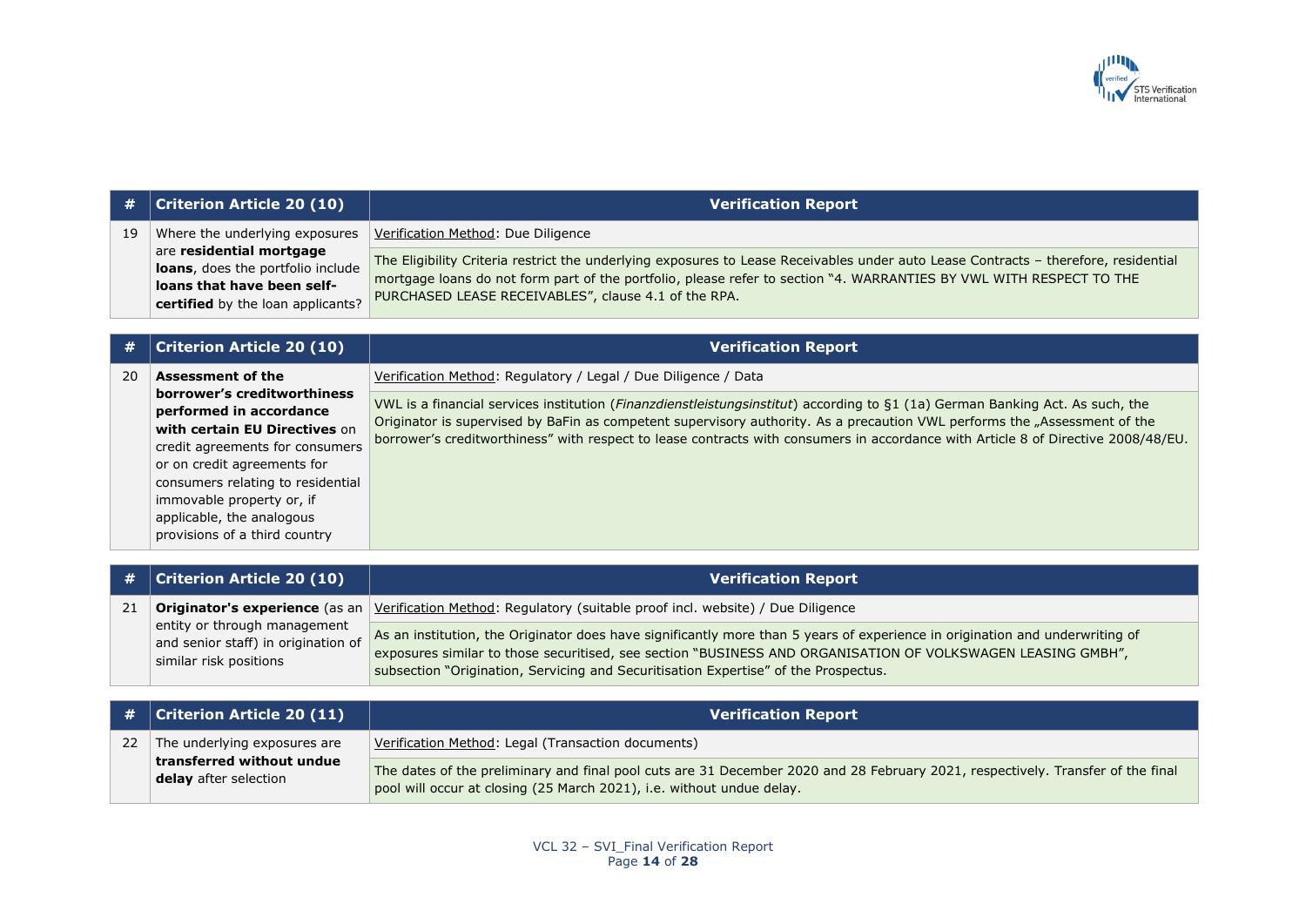| # | Criterion Article 20 (10) | Verification Report |
|---|---|---|
| 19 | Where the underlying exposures are **residential mortgage loans**, does the portfolio include **loans that have been self-certified** by the loan applicants? | Verification Method: Due Diligence<br><br>The Eligibility Criteria restrict the underlying exposures to Lease Receivables under auto Lease Contracts – therefore, residential mortgage loans do not form part of the portfolio, please refer to section "4. WARRANTIES BY VWL WITH RESPECT TO THE PURCHASED LEASE RECEIVABLES", clause 4.1 of the RPA. |

| # | Criterion Article 20 (10) | Verification Report |
|---|---|---|
| 20 | **Assessment of the borrower's creditworthiness performed in accordance with certain EU Directives** on credit agreements for consumers or on credit agreements for consumers relating to residential immovable property or, if applicable, the analogous provisions of a third country | Verification Method: Regulatory / Legal / Due Diligence / Data<br><br>VWL is a financial services institution (*Finanzdienstleistungsinstitut*) according to §1 (1a) German Banking Act. As such, the Originator is supervised by BaFin as competent supervisory authority. As a precaution VWL performs the „Assessment of the borrower's creditworthiness" with respect to lease contracts with consumers in accordance with Article 8 of Directive 2008/48/EU. |

| # | Criterion Article 20 (10) | Verification Report |
|---|---|---|
| 21 | **Originator's experience** (as an entity or through management and senior staff) in origination of similar risk positions | Verification Method: Regulatory (suitable proof incl. website) / Due Diligence<br><br>As an institution, the Originator does have significantly more than 5 years of experience in origination and underwriting of exposures similar to those securitised, see section "BUSINESS AND ORGANISATION OF VOLKSWAGEN LEASING GMBH", subsection "Origination, Servicing and Securitisation Expertise" of the Prospectus. |

| # | Criterion Article 20 (11) | Verification Report |
|---|---|---|
| 22 | The underlying exposures are **transferred without undue delay** after selection | Verification Method: Legal (Transaction documents)<br><br>The dates of the preliminary and final pool cuts are 31 December 2020 and 28 February 2021, respectively. Transfer of the final pool will occur at closing (25 March 2021), i.e. without undue delay. |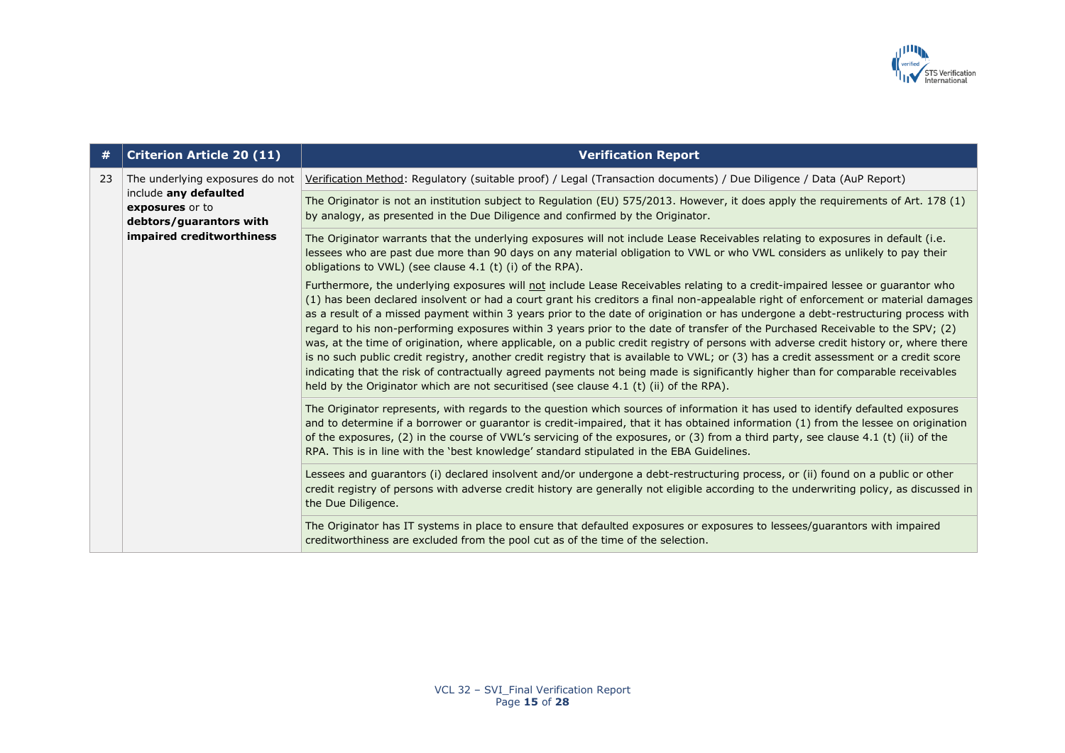| # | Criterion Article 20 (11) | Verification Report |
|---|---|---|
| 23 | The underlying exposures do not include **any defaulted exposures** or to **debtors/guarantors with impaired creditworthiness** | Verification Method: Regulatory (suitable proof) / Legal (Transaction documents) / Due Diligence / Data (AuP Report) |
| | | The Originator is not an institution subject to Regulation (EU) 575/2013. However, it does apply the requirements of Art. 178 (1) by analogy, as presented in the Due Diligence and confirmed by the Originator. |
| | | The Originator warrants that the underlying exposures will not include Lease Receivables relating to exposures in default (i.e. lessees who are past due more than 90 days on any material obligation to VWL or who VWL considers as unlikely to pay their obligations to VWL) (see clause 4.1 (t) (i) of the RPA).<br><br>Furthermore, the underlying exposures will not include Lease Receivables relating to a credit-impaired lessee or guarantor who (1) has been declared insolvent or had a court grant his creditors a final non-appealable right of enforcement or material damages as a result of a missed payment within 3 years prior to the date of origination or has undergone a debt-restructuring process with regard to his non-performing exposures within 3 years prior to the date of transfer of the Purchased Receivable to the SPV; (2) was, at the time of origination, where applicable, on a public credit registry of persons with adverse credit history or, where there is no such public credit registry, another credit registry that is available to VWL; or (3) has a credit assessment or a credit score indicating that the risk of contractually agreed payments not being made is significantly higher than for comparable receivables held by the Originator which are not securitised (see clause 4.1 (t) (ii) of the RPA). |
| | | The Originator represents, with regards to the question which sources of information it has used to identify defaulted exposures and to determine if a borrower or guarantor is credit-impaired, that it has obtained information (1) from the lessee on origination of the exposures, (2) in the course of VWL's servicing of the exposures, or (3) from a third party, see clause 4.1 (t) (ii) of the RPA. This is in line with the 'best knowledge' standard stipulated in the EBA Guidelines. |
| | | Lessees and guarantors (i) declared insolvent and/or undergone a debt-restructuring process, or (ii) found on a public or other credit registry of persons with adverse credit history are generally not eligible according to the underwriting policy, as discussed in the Due Diligence. |
| | | The Originator has IT systems in place to ensure that defaulted exposures or exposures to lessees/guarantors with impaired creditworthiness are excluded from the pool cut as of the time of the selection. |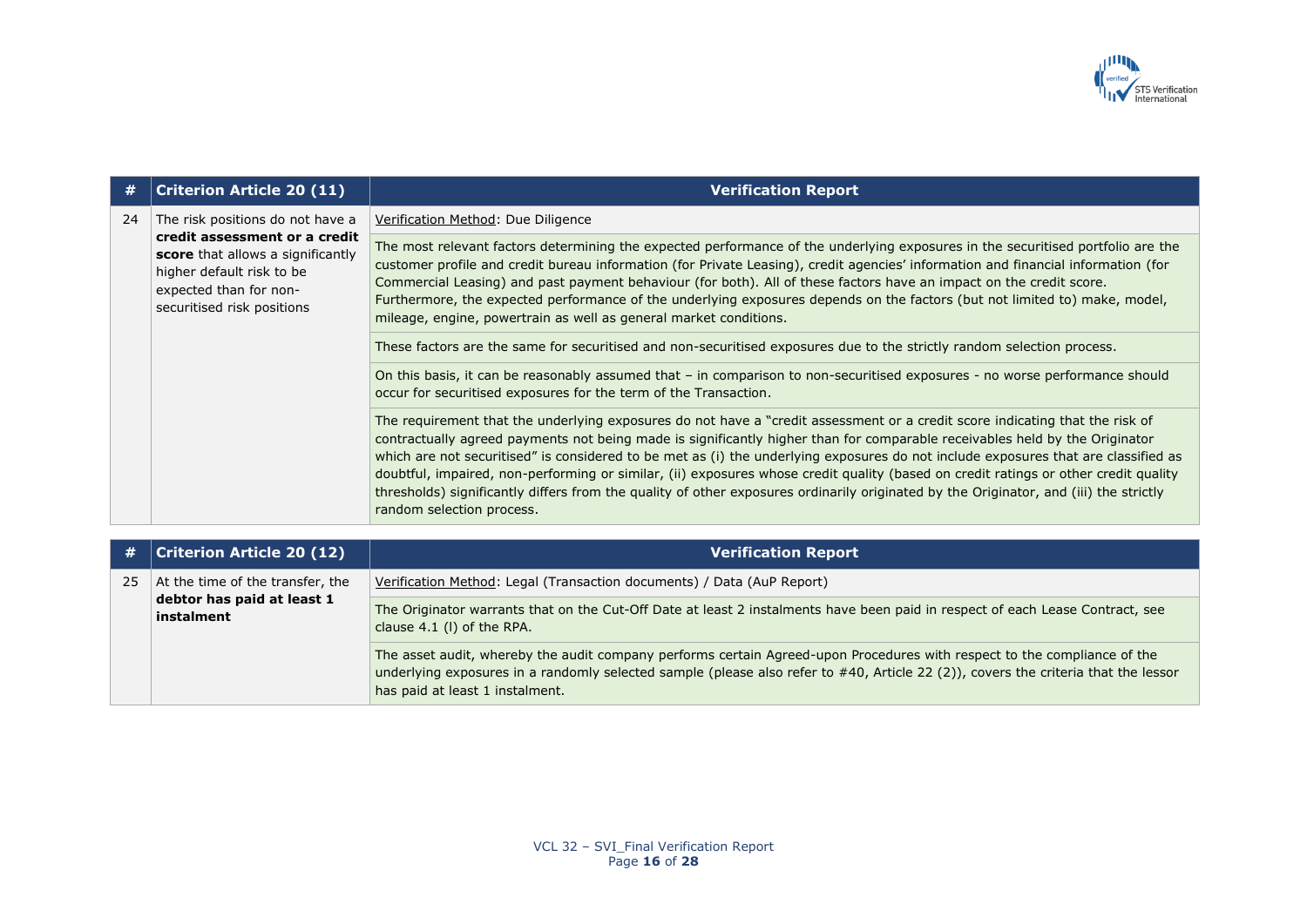| # | Criterion Article 20 (11) | Verification Report |
|---|---|---|
| 24 | The risk positions do not have a **credit assessment or a credit score** that allows a significantly higher default risk to be expected than for non-securitised risk positions | <u>Verification Method</u>: Due Diligence |
| | | The most relevant factors determining the expected performance of the underlying exposures in the securitised portfolio are the customer profile and credit bureau information (for Private Leasing), credit agencies' information and financial information (for Commercial Leasing) and past payment behaviour (for both). All of these factors have an impact on the credit score. Furthermore, the expected performance of the underlying exposures depends on the factors (but not limited to) make, model, mileage, engine, powertrain as well as general market conditions. |
| | | These factors are the same for securitised and non-securitised exposures due to the strictly random selection process. |
| | | On this basis, it can be reasonably assumed that – in comparison to non-securitised exposures - no worse performance should occur for securitised exposures for the term of the Transaction. |
| | | The requirement that the underlying exposures do not have a "credit assessment or a credit score indicating that the risk of contractually agreed payments not being made is significantly higher than for comparable receivables held by the Originator which are not securitised" is considered to be met as (i) the underlying exposures do not include exposures that are classified as doubtful, impaired, non-performing or similar, (ii) exposures whose credit quality (based on credit ratings or other credit quality thresholds) significantly differs from the quality of other exposures ordinarily originated by the Originator, and (iii) the strictly random selection process. |

| # | Criterion Article 20 (12) | Verification Report |
|---|---|---|
| 25 | At the time of the transfer, the **debtor has paid at least 1 instalment** | <u>Verification Method</u>: Legal (Transaction documents) / Data (AuP Report) |
| | | The Originator warrants that on the Cut-Off Date at least 2 instalments have been paid in respect of each Lease Contract, see clause 4.1 (l) of the RPA. |
| | | The asset audit, whereby the audit company performs certain Agreed-upon Procedures with respect to the compliance of the underlying exposures in a randomly selected sample (please also refer to #40, Article 22 (2)), covers the criteria that the lessor has paid at least 1 instalment. |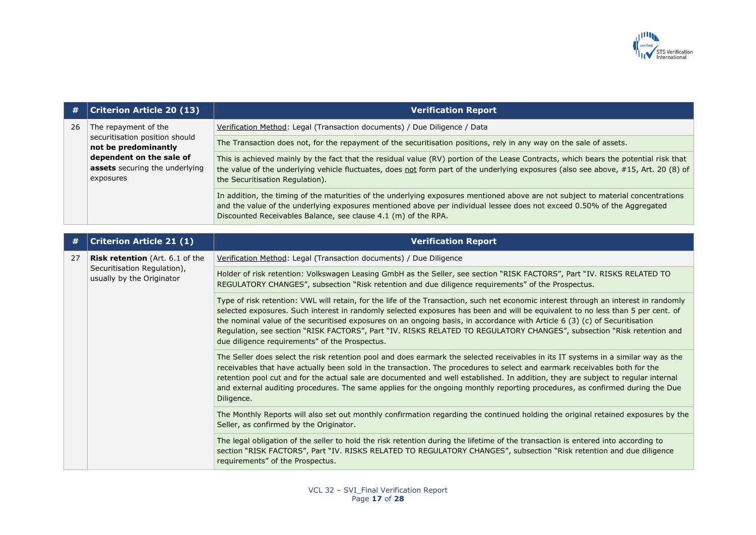| # | Criterion Article 20 (13) | Verification Report |
|---|---|---|
| 26 | The repayment of the securitisation position should **not be predominantly dependent on the sale of assets** securing the underlying exposures | <u>Verification Method</u>: Legal (Transaction documents) / Due Diligence / Data |
| | | The Transaction does not, for the repayment of the securitisation positions, rely in any way on the sale of assets. |
| | | This is achieved mainly by the fact that the residual value (RV) portion of the Lease Contracts, which bears the potential risk that the value of the underlying vehicle fluctuates, does <u>not</u> form part of the underlying exposures (also see above, #15, Art. 20 (8) of the Securitisation Regulation). |
| | | In addition, the timing of the maturities of the underlying exposures mentioned above are not subject to material concentrations and the value of the underlying exposures mentioned above per individual lessee does not exceed 0.50% of the Aggregated Discounted Receivables Balance, see clause 4.1 (m) of the RPA. |

| # | Criterion Article 21 (1) | Verification Report |
|---|---|---|
| 27 | **Risk retention** (Art. 6.1 of the Securitisation Regulation), usually by the Originator | <u>Verification Method</u>: Legal (Transaction documents) / Due Diligence |
| | | Holder of risk retention: Volkswagen Leasing GmbH as the Seller, see section "RISK FACTORS", Part "IV. RISKS RELATED TO REGULATORY CHANGES", subsection "Risk retention and due diligence requirements" of the Prospectus. |
| | | Type of risk retention: VWL will retain, for the life of the Transaction, such net economic interest through an interest in randomly selected exposures. Such interest in randomly selected exposures has been and will be equivalent to no less than 5 per cent. of the nominal value of the securitised exposures on an ongoing basis, in accordance with Article 6 (3) (c) of Securitisation Regulation, see section "RISK FACTORS", Part "IV. RISKS RELATED TO REGULATORY CHANGES", subsection "Risk retention and due diligence requirements" of the Prospectus. |
| | | The Seller does select the risk retention pool and does earmark the selected receivables in its IT systems in a similar way as the receivables that have actually been sold in the transaction. The procedures to select and earmark receivables both for the retention pool cut and for the actual sale are documented and well established. In addition, they are subject to regular internal and external auditing procedures. The same applies for the ongoing monthly reporting procedures, as confirmed during the Due Diligence. |
| | | The Monthly Reports will also set out monthly confirmation regarding the continued holding the original retained exposures by the Seller, as confirmed by the Originator. |
| | | The legal obligation of the seller to hold the risk retention during the lifetime of the transaction is entered into according to section "RISK FACTORS", Part "IV. RISKS RELATED TO REGULATORY CHANGES", subsection "Risk retention and due diligence requirements" of the Prospectus. |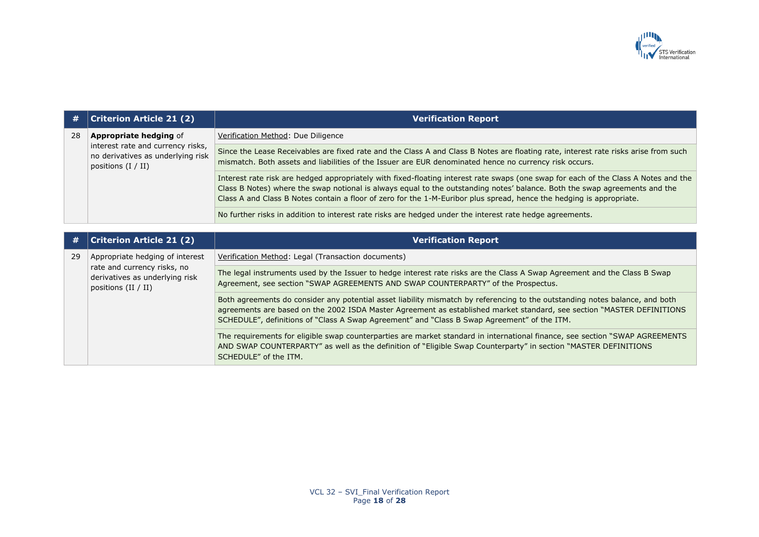| # | Criterion Article 21 (2) | Verification Report |
|---|---|---|
| 28 | **Appropriate hedging** of interest rate and currency risks, no derivatives as underlying risk positions (I / II) | Verification Method: Due Diligence |
| | | Since the Lease Receivables are fixed rate and the Class A and Class B Notes are floating rate, interest rate risks arise from such mismatch. Both assets and liabilities of the Issuer are EUR denominated hence no currency risk occurs. |
| | | Interest rate risk are hedged appropriately with fixed-floating interest rate swaps (one swap for each of the Class A Notes and the Class B Notes) where the swap notional is always equal to the outstanding notes' balance. Both the swap agreements and the Class A and Class B Notes contain a floor of zero for the 1-M-Euribor plus spread, hence the hedging is appropriate. |
| | | No further risks in addition to interest rate risks are hedged under the interest rate hedge agreements. |

| # | Criterion Article 21 (2) | Verification Report |
|---|---|---|
| 29 | Appropriate hedging of interest rate and currency risks, no derivatives as underlying risk positions (II / II) | Verification Method: Legal (Transaction documents) |
| | | The legal instruments used by the Issuer to hedge interest rate risks are the Class A Swap Agreement and the Class B Swap Agreement, see section "SWAP AGREEMENTS AND SWAP COUNTERPARTY" of the Prospectus. |
| | | Both agreements do consider any potential asset liability mismatch by referencing to the outstanding notes balance, and both agreements are based on the 2002 ISDA Master Agreement as established market standard, see section "MASTER DEFINITIONS SCHEDULE", definitions of "Class A Swap Agreement" and "Class B Swap Agreement" of the ITM. |
| | | The requirements for eligible swap counterparties are market standard in international finance, see section "SWAP AGREEMENTS AND SWAP COUNTERPARTY" as well as the definition of "Eligible Swap Counterparty" in section "MASTER DEFINITIONS SCHEDULE" of the ITM. |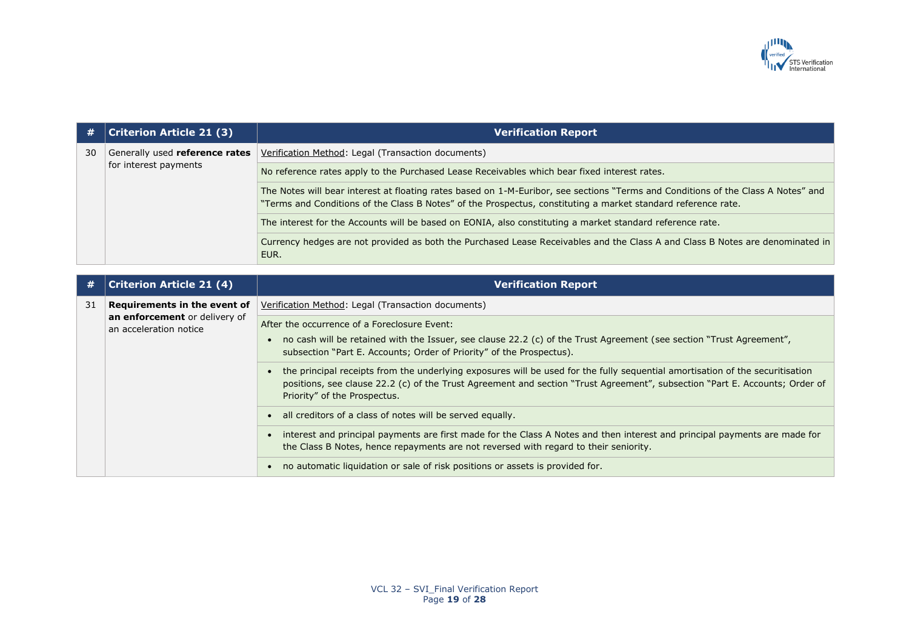| # | Criterion Article 21 (3) | Verification Report |
|---|---|---|
| 30 | Generally used **reference rates** for interest payments | Verification Method: Legal (Transaction documents) |
| | | No reference rates apply to the Purchased Lease Receivables which bear fixed interest rates. |
| | | The Notes will bear interest at floating rates based on 1-M-Euribor, see sections "Terms and Conditions of the Class A Notes" and "Terms and Conditions of the Class B Notes" of the Prospectus, constituting a market standard reference rate. |
| | | The interest for the Accounts will be based on EONIA, also constituting a market standard reference rate. |
| | | Currency hedges are not provided as both the Purchased Lease Receivables and the Class A and Class B Notes are denominated in EUR. |

| # | Criterion Article 21 (4) | Verification Report |
|---|---|---|
| 31 | **Requirements in the event of an enforcement** or delivery of an acceleration notice | Verification Method: Legal (Transaction documents) |
| | | After the occurrence of a Foreclosure Event:<br>• no cash will be retained with the Issuer, see clause 22.2 (c) of the Trust Agreement (see section "Trust Agreement", subsection "Part E. Accounts; Order of Priority" of the Prospectus). |
| | | • the principal receipts from the underlying exposures will be used for the fully sequential amortisation of the securitisation positions, see clause 22.2 (c) of the Trust Agreement and section "Trust Agreement", subsection "Part E. Accounts; Order of Priority" of the Prospectus. |
| | | • all creditors of a class of notes will be served equally. |
| | | • interest and principal payments are first made for the Class A Notes and then interest and principal payments are made for the Class B Notes, hence repayments are not reversed with regard to their seniority. |
| | | • no automatic liquidation or sale of risk positions or assets is provided for. |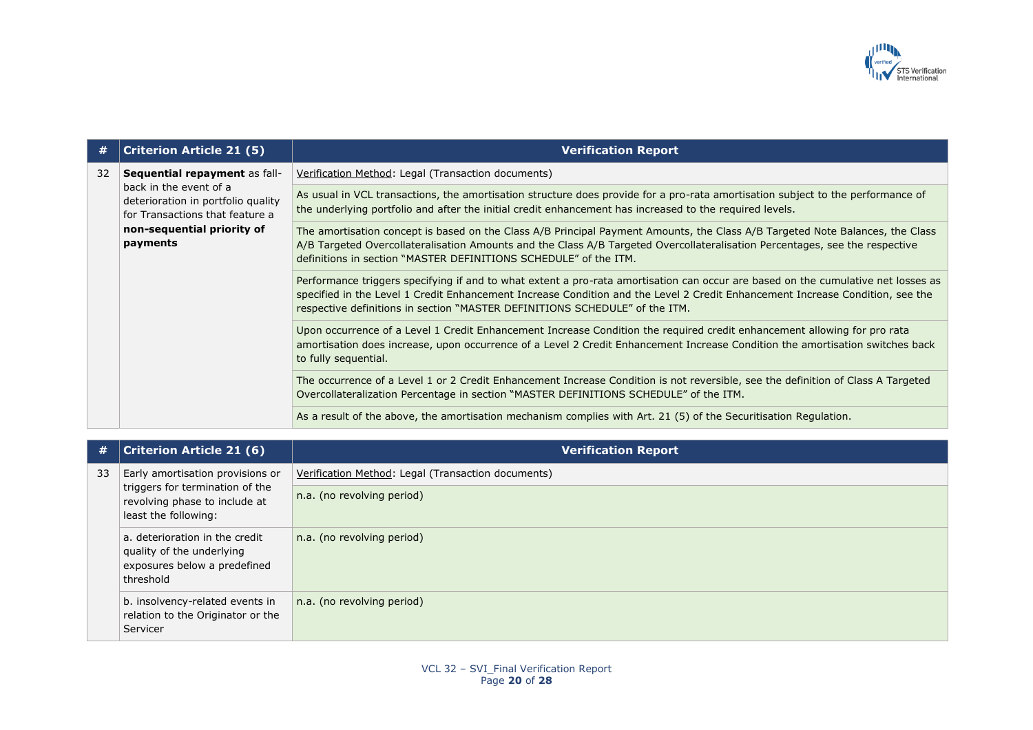| # | Criterion Article 21 (5) | Verification Report |
|---|---|---|
| 32 | **Sequential repayment** as fall-back in the event of a deterioration in portfolio quality for Transactions that feature a **non-sequential priority of payments** | Verification Method: Legal (Transaction documents) |
| | | As usual in VCL transactions, the amortisation structure does provide for a pro-rata amortisation subject to the performance of the underlying portfolio and after the initial credit enhancement has increased to the required levels. |
| | | The amortisation concept is based on the Class A/B Principal Payment Amounts, the Class A/B Targeted Note Balances, the Class A/B Targeted Overcollateralisation Amounts and the Class A/B Targeted Overcollateralisation Percentages, see the respective definitions in section "MASTER DEFINITIONS SCHEDULE" of the ITM. |
| | | Performance triggers specifying if and to what extent a pro-rata amortisation can occur are based on the cumulative net losses as specified in the Level 1 Credit Enhancement Increase Condition and the Level 2 Credit Enhancement Increase Condition, see the respective definitions in section "MASTER DEFINITIONS SCHEDULE" of the ITM. |
| | | Upon occurrence of a Level 1 Credit Enhancement Increase Condition the required credit enhancement allowing for pro rata amortisation does increase, upon occurrence of a Level 2 Credit Enhancement Increase Condition the amortisation switches back to fully sequential. |
| | | The occurrence of a Level 1 or 2 Credit Enhancement Increase Condition is not reversible, see the definition of Class A Targeted Overcollateralization Percentage in section "MASTER DEFINITIONS SCHEDULE" of the ITM. |
| | | As a result of the above, the amortisation mechanism complies with Art. 21 (5) of the Securitisation Regulation. |

| # | Criterion Article 21 (6) | Verification Report |
|---|---|---|
| 33 | Early amortisation provisions or triggers for termination of the revolving phase to include at least the following: | Verification Method: Legal (Transaction documents) |
| | | n.a. (no revolving period) |
| | a. deterioration in the credit quality of the underlying exposures below a predefined threshold | n.a. (no revolving period) |
| | b. insolvency-related events in relation to the Originator or the Servicer | n.a. (no revolving period) |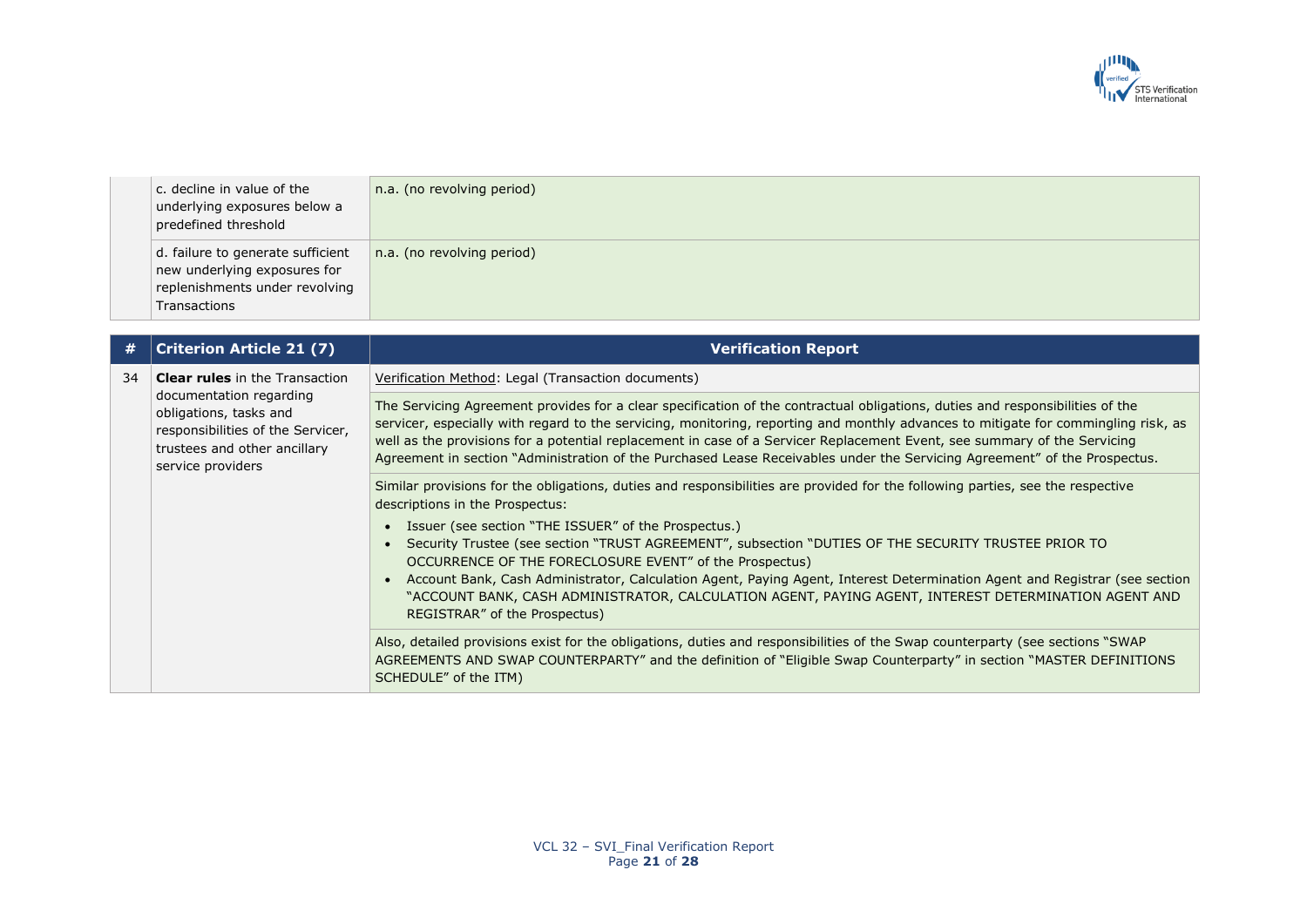| | | |
|---|---|---|
| | c. decline in value of the underlying exposures below a predefined threshold | n.a. (no revolving period) |
| | d. failure to generate sufficient new underlying exposures for replenishments under revolving Transactions | n.a. (no revolving period) |

| # | Criterion Article 21 (7) | Verification Report |
|---|---|---|
| 34 | **Clear rules** in the Transaction documentation regarding obligations, tasks and responsibilities of the Servicer, trustees and other ancillary service providers | Verification Method: Legal (Transaction documents) |
| | | The Servicing Agreement provides for a clear specification of the contractual obligations, duties and responsibilities of the servicer, especially with regard to the servicing, monitoring, reporting and monthly advances to mitigate for commingling risk, as well as the provisions for a potential replacement in case of a Servicer Replacement Event, see summary of the Servicing Agreement in section "Administration of the Purchased Lease Receivables under the Servicing Agreement" of the Prospectus. |
| | | Similar provisions for the obligations, duties and responsibilities are provided for the following parties, see the respective descriptions in the Prospectus: <br>• Issuer (see section "THE ISSUER" of the Prospectus.) <br>• Security Trustee (see section "TRUST AGREEMENT", subsection "DUTIES OF THE SECURITY TRUSTEE PRIOR TO OCCURRENCE OF THE FORECLOSURE EVENT" of the Prospectus) <br>• Account Bank, Cash Administrator, Calculation Agent, Paying Agent, Interest Determination Agent and Registrar (see section "ACCOUNT BANK, CASH ADMINISTRATOR, CALCULATION AGENT, PAYING AGENT, INTEREST DETERMINATION AGENT AND REGISTRAR" of the Prospectus) |
| | | Also, detailed provisions exist for the obligations, duties and responsibilities of the Swap counterparty (see sections "SWAP AGREEMENTS AND SWAP COUNTERPARTY" and the definition of "Eligible Swap Counterparty" in section "MASTER DEFINITIONS SCHEDULE" of the ITM) |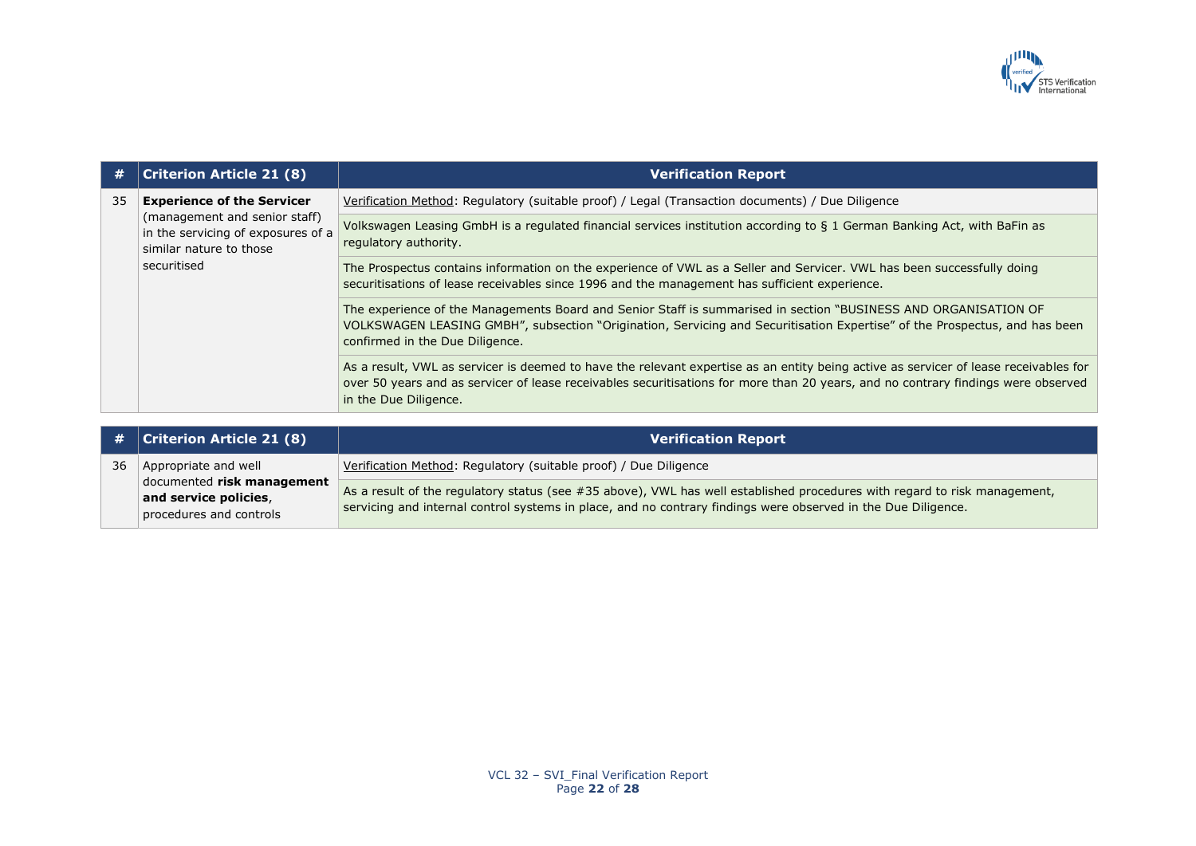| # | Criterion Article 21 (8) | Verification Report |
|---|---|---|
| 35 | **Experience of the Servicer** (management and senior staff) in the servicing of exposures of a similar nature to those securitised | Verification Method: Regulatory (suitable proof) / Legal (Transaction documents) / Due Diligence |
| | | Volkswagen Leasing GmbH is a regulated financial services institution according to § 1 German Banking Act, with BaFin as regulatory authority. |
| | | The Prospectus contains information on the experience of VWL as a Seller and Servicer. VWL has been successfully doing securitisations of lease receivables since 1996 and the management has sufficient experience. |
| | | The experience of the Managements Board and Senior Staff is summarised in section "BUSINESS AND ORGANISATION OF VOLKSWAGEN LEASING GMBH", subsection "Origination, Servicing and Securitisation Expertise" of the Prospectus, and has been confirmed in the Due Diligence. |
| | | As a result, VWL as servicer is deemed to have the relevant expertise as an entity being active as servicer of lease receivables for over 50 years and as servicer of lease receivables securitisations for more than 20 years, and no contrary findings were observed in the Due Diligence. |

| # | Criterion Article 21 (8) | Verification Report |
|---|---|---|
| 36 | Appropriate and well documented **risk management and service policies**, procedures and controls | Verification Method: Regulatory (suitable proof) / Due Diligence |
| | | As a result of the regulatory status (see #35 above), VWL has well established procedures with regard to risk management, servicing and internal control systems in place, and no contrary findings were observed in the Due Diligence. |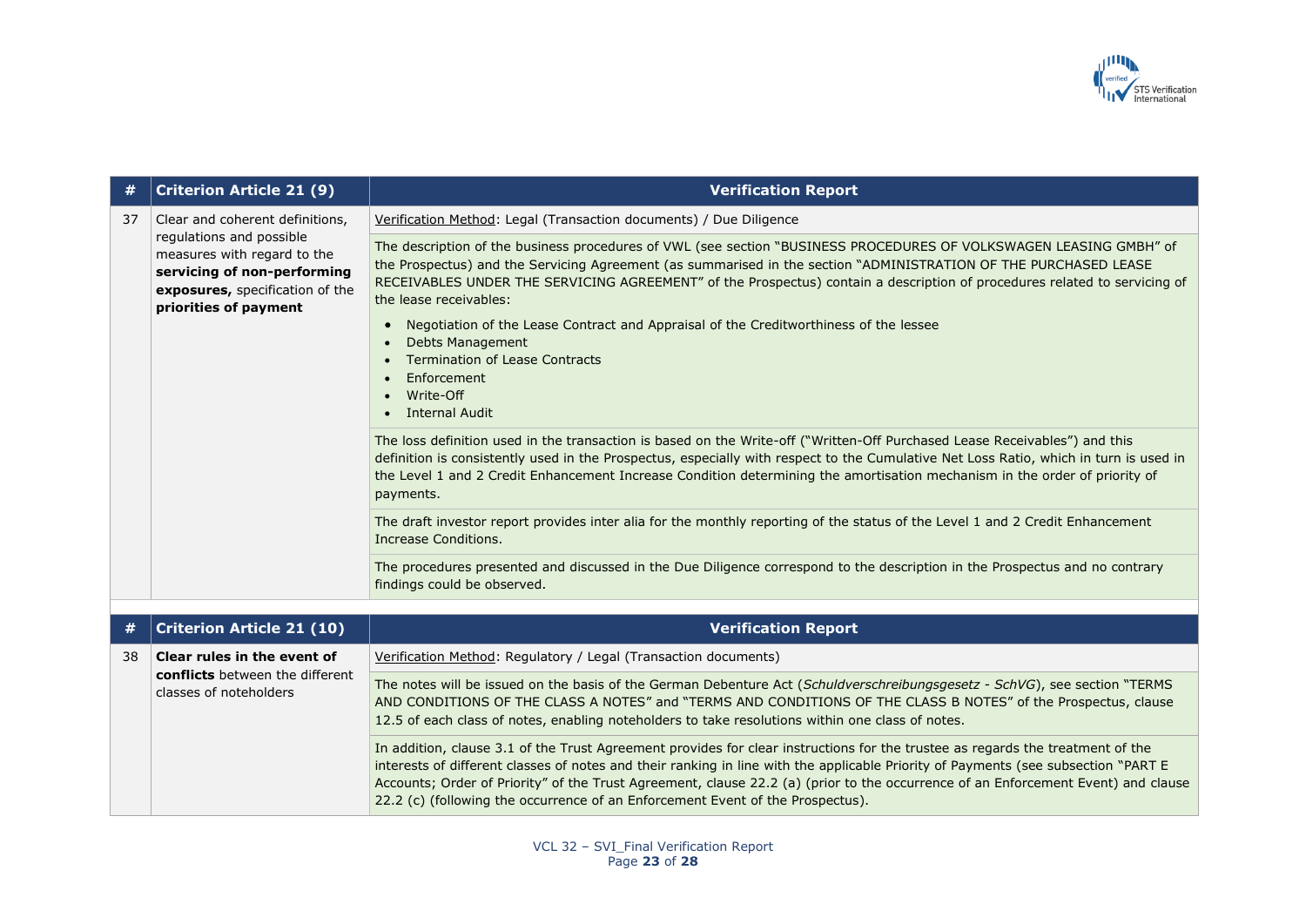| # | Criterion Article 21 (9) | Verification Report |
|---|---|---|
| 37 | Clear and coherent definitions, regulations and possible measures with regard to the **servicing of non-performing exposures,** specification of the **priorities of payment** | Verification Method: Legal (Transaction documents) / Due Diligence |
| | | The description of the business procedures of VWL (see section "BUSINESS PROCEDURES OF VOLKSWAGEN LEASING GMBH" of the Prospectus) and the Servicing Agreement (as summarised in the section "ADMINISTRATION OF THE PURCHASED LEASE RECEIVABLES UNDER THE SERVICING AGREEMENT" of the Prospectus) contain a description of procedures related to servicing of the lease receivables:<br>• Negotiation of the Lease Contract and Appraisal of the Creditworthiness of the lessee<br>• Debts Management<br>• Termination of Lease Contracts<br>• Enforcement<br>• Write-Off<br>• Internal Audit |
| | | The loss definition used in the transaction is based on the Write-off ("Written-Off Purchased Lease Receivables") and this definition is consistently used in the Prospectus, especially with respect to the Cumulative Net Loss Ratio, which in turn is used in the Level 1 and 2 Credit Enhancement Increase Condition determining the amortisation mechanism in the order of priority of payments. |
| | | The draft investor report provides inter alia for the monthly reporting of the status of the Level 1 and 2 Credit Enhancement Increase Conditions. |
| | | The procedures presented and discussed in the Due Diligence correspond to the description in the Prospectus and no contrary findings could be observed. |

| # | Criterion Article 21 (10) | Verification Report |
|---|---|---|
| 38 | **Clear rules in the event of conflicts** between the different classes of noteholders | Verification Method: Regulatory / Legal (Transaction documents) |
| | | The notes will be issued on the basis of the German Debenture Act (*Schuldverschreibungsgesetz - SchVG*), see section "TERMS AND CONDITIONS OF THE CLASS A NOTES" and "TERMS AND CONDITIONS OF THE CLASS B NOTES" of the Prospectus, clause 12.5 of each class of notes, enabling noteholders to take resolutions within one class of notes. |
| | | In addition, clause 3.1 of the Trust Agreement provides for clear instructions for the trustee as regards the treatment of the interests of different classes of notes and their ranking in line with the applicable Priority of Payments (see subsection "PART E Accounts; Order of Priority" of the Trust Agreement, clause 22.2 (a) (prior to the occurrence of an Enforcement Event) and clause 22.2 (c) (following the occurrence of an Enforcement Event of the Prospectus). |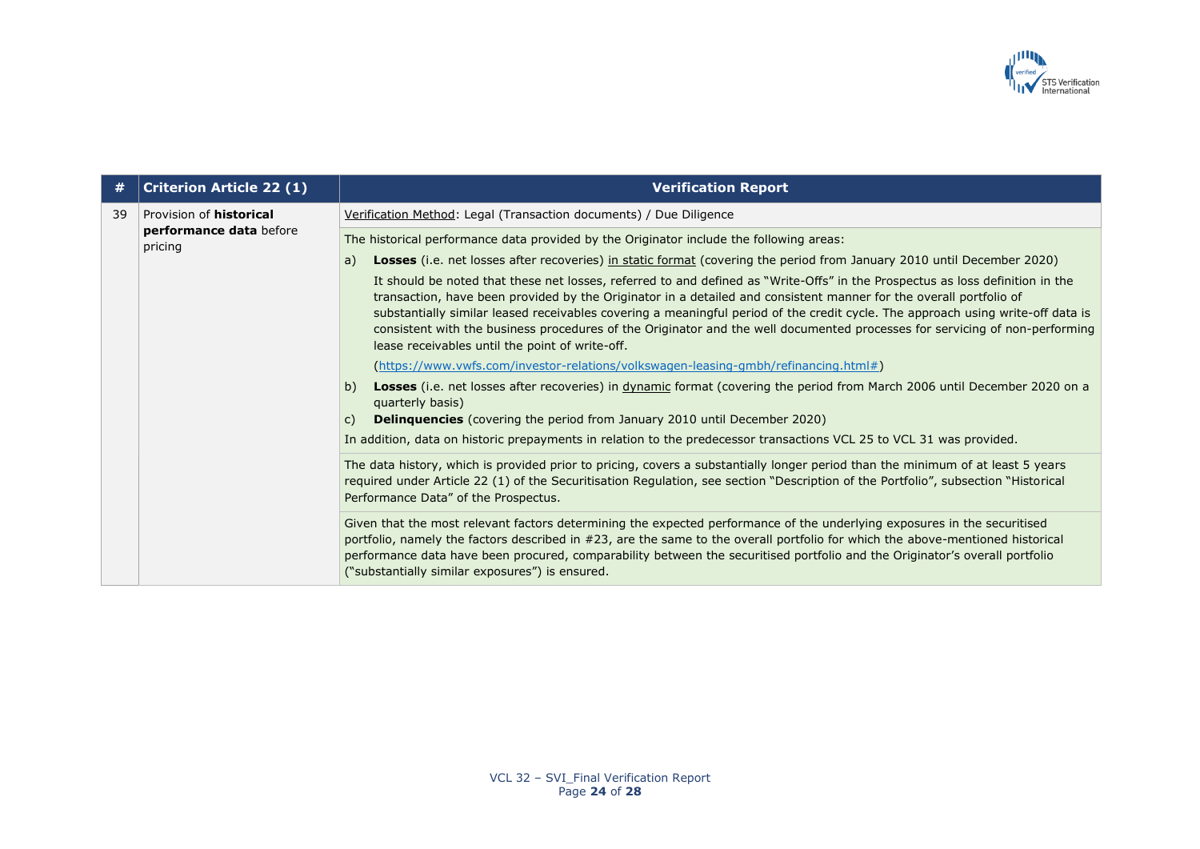| # | Criterion Article 22 (1) | Verification Report |
|---|---|---|
| 39 | Provision of **historical performance data** before pricing | Verification Method: Legal (Transaction documents) / Due Diligence |
| | | The historical performance data provided by the Originator include the following areas:<br><br>a) **Losses** (i.e. net losses after recoveries) in static format (covering the period from January 2010 until December 2020)<br><br>It should be noted that these net losses, referred to and defined as "Write-Offs" in the Prospectus as loss definition in the transaction, have been provided by the Originator in a detailed and consistent manner for the overall portfolio of substantially similar leased receivables covering a meaningful period of the credit cycle. The approach using write-off data is consistent with the business procedures of the Originator and the well documented processes for servicing of non-performing lease receivables until the point of write-off.<br><br>(https://www.vwfs.com/investor-relations/volkswagen-leasing-gmbh/refinancing.html#)<br><br>b) **Losses** (i.e. net losses after recoveries) in dynamic format (covering the period from March 2006 until December 2020 on a quarterly basis)<br><br>c) **Delinquencies** (covering the period from January 2010 until December 2020)<br><br>In addition, data on historic prepayments in relation to the predecessor transactions VCL 25 to VCL 31 was provided. |
| | | The data history, which is provided prior to pricing, covers a substantially longer period than the minimum of at least 5 years required under Article 22 (1) of the Securitisation Regulation, see section "Description of the Portfolio", subsection "Historical Performance Data" of the Prospectus. |
| | | Given that the most relevant factors determining the expected performance of the underlying exposures in the securitised portfolio, namely the factors described in #23, are the same to the overall portfolio for which the above-mentioned historical performance data have been procured, comparability between the securitised portfolio and the Originator's overall portfolio ("substantially similar exposures") is ensured. |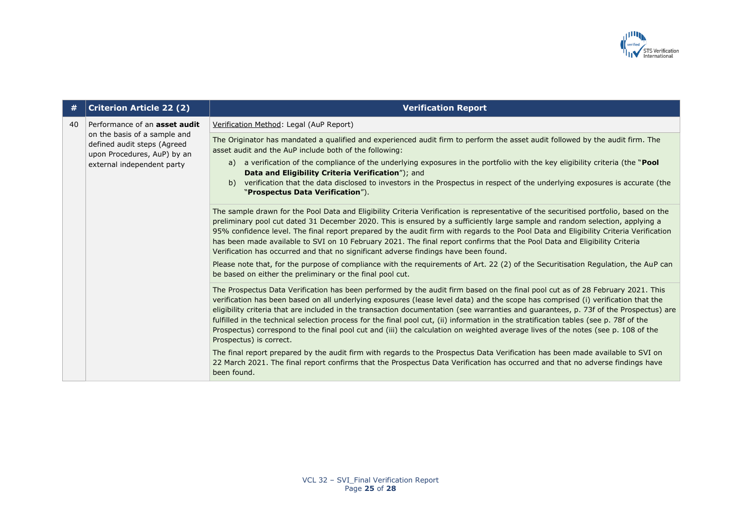| # | Criterion Article 22 (2) | Verification Report |
|---|---|---|
| 40 | Performance of an **asset audit** on the basis of a sample and defined audit steps (Agreed upon Procedures, AuP) by an external independent party | Verification Method: Legal (AuP Report) |
| | | The Originator has mandated a qualified and experienced audit firm to perform the asset audit followed by the audit firm. The asset audit and the AuP include both of the following:<br>a) a verification of the compliance of the underlying exposures in the portfolio with the key eligibility criteria (the "**Pool Data and Eligibility Criteria Verification**"); and<br>b) verification that the data disclosed to investors in the Prospectus in respect of the underlying exposures is accurate (the "**Prospectus Data Verification**"). |
| | | The sample drawn for the Pool Data and Eligibility Criteria Verification is representative of the securitised portfolio, based on the preliminary pool cut dated 31 December 2020. This is ensured by a sufficiently large sample and random selection, applying a 95% confidence level. The final report prepared by the audit firm with regards to the Pool Data and Eligibility Criteria Verification has been made available to SVI on 10 February 2021. The final report confirms that the Pool Data and Eligibility Criteria Verification has occurred and that no significant adverse findings have been found.<br>Please note that, for the purpose of compliance with the requirements of Art. 22 (2) of the Securitisation Regulation, the AuP can be based on either the preliminary or the final pool cut. |
| | | The Prospectus Data Verification has been performed by the audit firm based on the final pool cut as of 28 February 2021. This verification has been based on all underlying exposures (lease level data) and the scope has comprised (i) verification that the eligibility criteria that are included in the transaction documentation (see warranties and guarantees, p. 73f of the Prospectus) are fulfilled in the technical selection process for the final pool cut, (ii) information in the stratification tables (see p. 78f of the Prospectus) correspond to the final pool cut and (iii) the calculation on weighted average lives of the notes (see p. 108 of the Prospectus) is correct.<br>The final report prepared by the audit firm with regards to the Prospectus Data Verification has been made available to SVI on 22 March 2021. The final report confirms that the Prospectus Data Verification has occurred and that no adverse findings have been found. |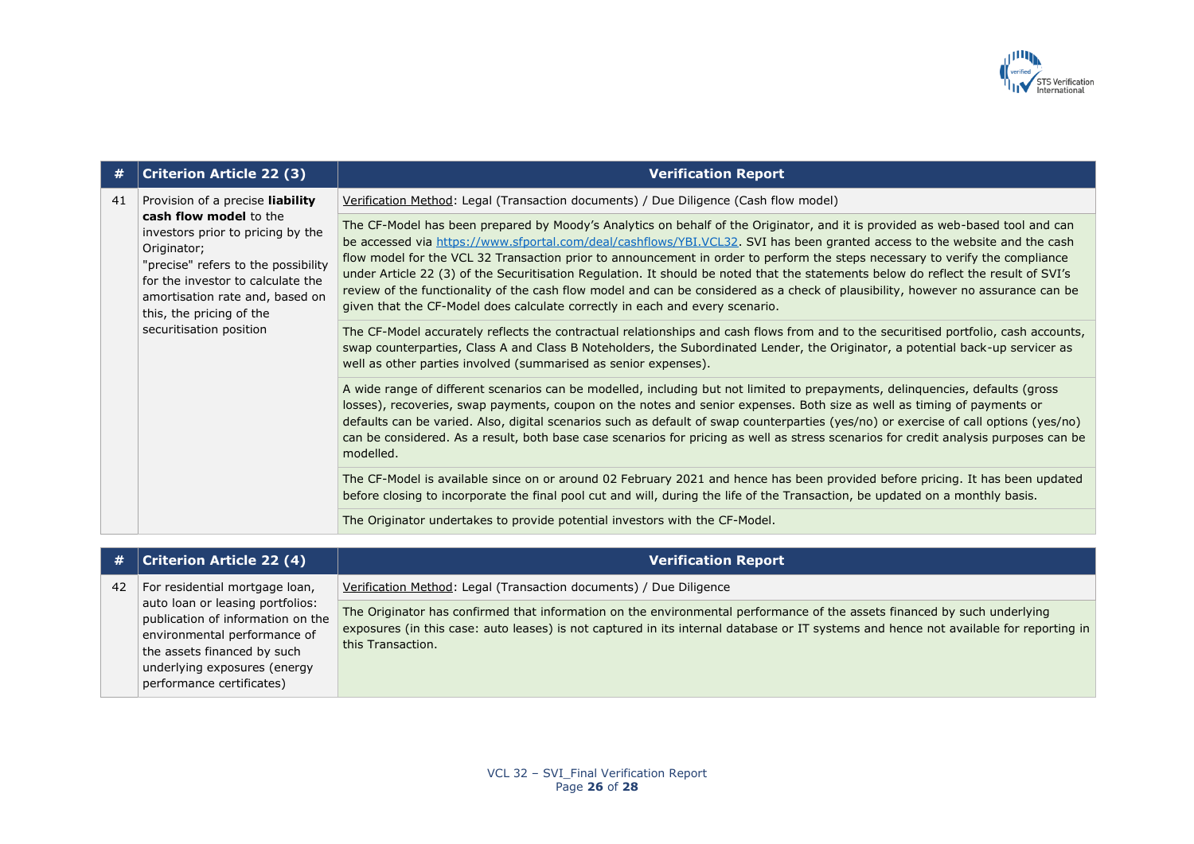| # | Criterion Article 22 (3) | Verification Report |
|---|---|---|
| 41 | Provision of a precise **liability cash flow model** to the investors prior to pricing by the Originator;<br>"precise" refers to the possibility for the investor to calculate the amortisation rate and, based on this, the pricing of the securitisation position | Verification Method: Legal (Transaction documents) / Due Diligence (Cash flow model) |
| | | The CF-Model has been prepared by Moody's Analytics on behalf of the Originator, and it is provided as web-based tool and can be accessed via https://www.sfportal.com/deal/cashflows/YBI.VCL32. SVI has been granted access to the website and the cash flow model for the VCL 32 Transaction prior to announcement in order to perform the steps necessary to verify the compliance under Article 22 (3) of the Securitisation Regulation. It should be noted that the statements below do reflect the result of SVI's review of the functionality of the cash flow model and can be considered as a check of plausibility, however no assurance can be given that the CF-Model does calculate correctly in each and every scenario. |
| | | The CF-Model accurately reflects the contractual relationships and cash flows from and to the securitised portfolio, cash accounts, swap counterparties, Class A and Class B Noteholders, the Subordinated Lender, the Originator, a potential back-up servicer as well as other parties involved (summarised as senior expenses). |
| | | A wide range of different scenarios can be modelled, including but not limited to prepayments, delinquencies, defaults (gross losses), recoveries, swap payments, coupon on the notes and senior expenses. Both size as well as timing of payments or defaults can be varied. Also, digital scenarios such as default of swap counterparties (yes/no) or exercise of call options (yes/no) can be considered. As a result, both base case scenarios for pricing as well as stress scenarios for credit analysis purposes can be modelled. |
| | | The CF-Model is available since on or around 02 February 2021 and hence has been provided before pricing. It has been updated before closing to incorporate the final pool cut and will, during the life of the Transaction, be updated on a monthly basis. |
| | | The Originator undertakes to provide potential investors with the CF-Model. |

| # | Criterion Article 22 (4) | Verification Report |
|---|---|---|
| 42 | For residential mortgage loan, auto loan or leasing portfolios: publication of information on the environmental performance of the assets financed by such underlying exposures (energy performance certificates) | Verification Method: Legal (Transaction documents) / Due Diligence |
| | | The Originator has confirmed that information on the environmental performance of the assets financed by such underlying exposures (in this case: auto leases) is not captured in its internal database or IT systems and hence not available for reporting in this Transaction. |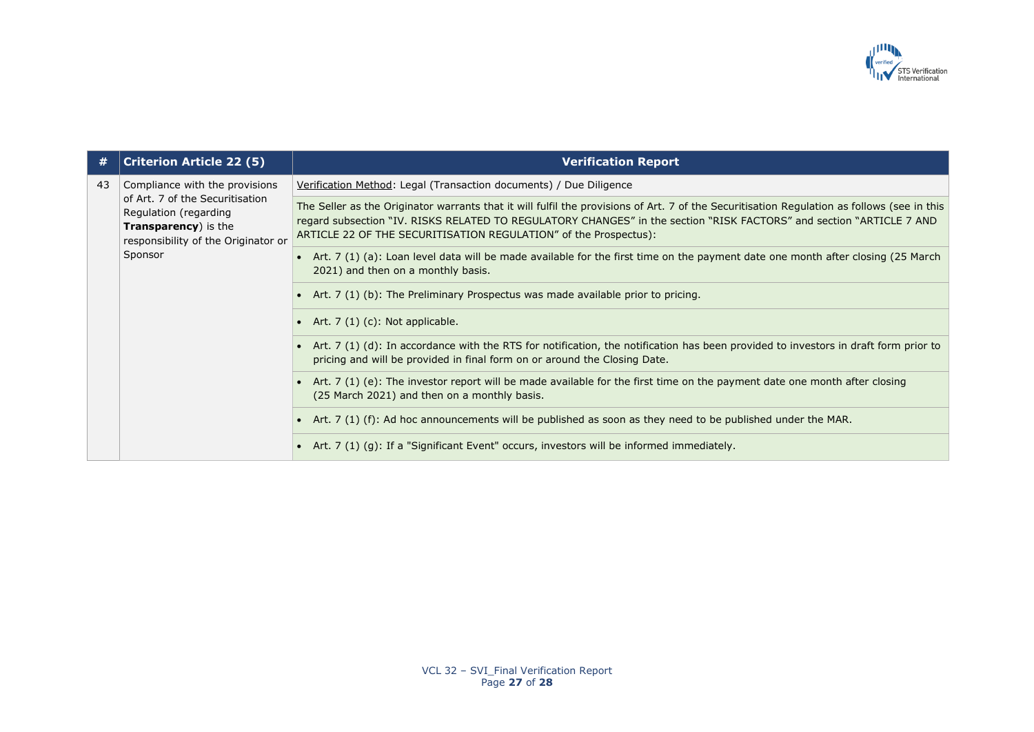| # | Criterion Article 22 (5) | Verification Report |
|---|---|---|
| 43 | Compliance with the provisions of Art. 7 of the Securitisation Regulation (regarding **Transparency**) is the responsibility of the Originator or Sponsor | Verification Method: Legal (Transaction documents) / Due Diligence |
| | | The Seller as the Originator warrants that it will fulfil the provisions of Art. 7 of the Securitisation Regulation as follows (see in this regard subsection "IV. RISKS RELATED TO REGULATORY CHANGES" in the section "RISK FACTORS" and section "ARTICLE 7 AND ARTICLE 22 OF THE SECURITISATION REGULATION" of the Prospectus): |
| | | • Art. 7 (1) (a): Loan level data will be made available for the first time on the payment date one month after closing (25 March 2021) and then on a monthly basis. |
| | | • Art. 7 (1) (b): The Preliminary Prospectus was made available prior to pricing. |
| | | • Art. 7 (1) (c): Not applicable. |
| | | • Art. 7 (1) (d): In accordance with the RTS for notification, the notification has been provided to investors in draft form prior to pricing and will be provided in final form on or around the Closing Date. |
| | | • Art. 7 (1) (e): The investor report will be made available for the first time on the payment date one month after closing (25 March 2021) and then on a monthly basis. |
| | | • Art. 7 (1) (f): Ad hoc announcements will be published as soon as they need to be published under the MAR. |
| | | • Art. 7 (1) (g): If a "Significant Event" occurs, investors will be informed immediately. |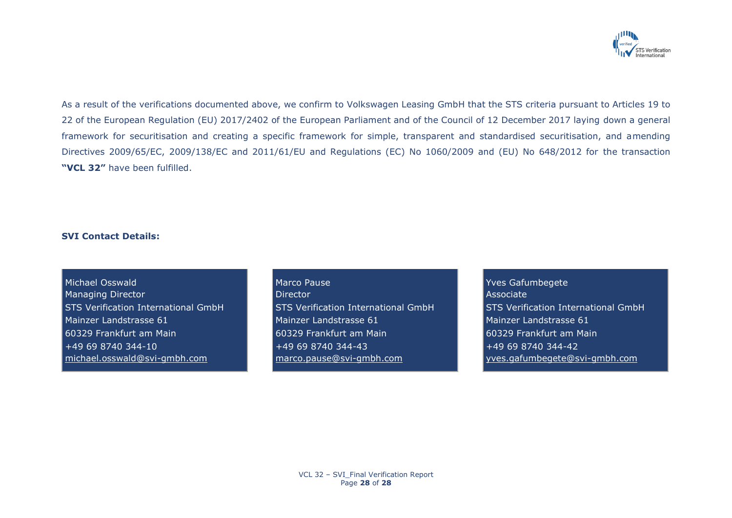As a result of the verifications documented above, we confirm to Volkswagen Leasing GmbH that the STS criteria pursuant to Articles 19 to 22 of the European Regulation (EU) 2017/2402 of the European Parliament and of the Council of 12 December 2017 laying down a general framework for securitisation and creating a specific framework for simple, transparent and standardised securitisation, and amending Directives 2009/65/EC, 2009/138/EC and 2011/61/EU and Regulations (EC) No 1060/2009 and (EU) No 648/2012 for the transaction **"VCL 32"** have been fulfilled.

**SVI Contact Details:**

| | | |
|---|---|---|
| Michael Osswald<br>Managing Director<br>STS Verification International GmbH<br>Mainzer Landstrasse 61<br>60329 Frankfurt am Main<br>+49 69 8740 344-10<br>michael.osswald@svi-gmbh.com | Marco Pause<br>Director<br>STS Verification International GmbH<br>Mainzer Landstrasse 61<br>60329 Frankfurt am Main<br>+49 69 8740 344-43<br>marco.pause@svi-gmbh.com | Yves Gafumbegete<br>Associate<br>STS Verification International GmbH<br>Mainzer Landstrasse 61<br>60329 Frankfurt am Main<br>+49 69 8740 344-42<br>yves.gafumbegete@svi-gmbh.com |